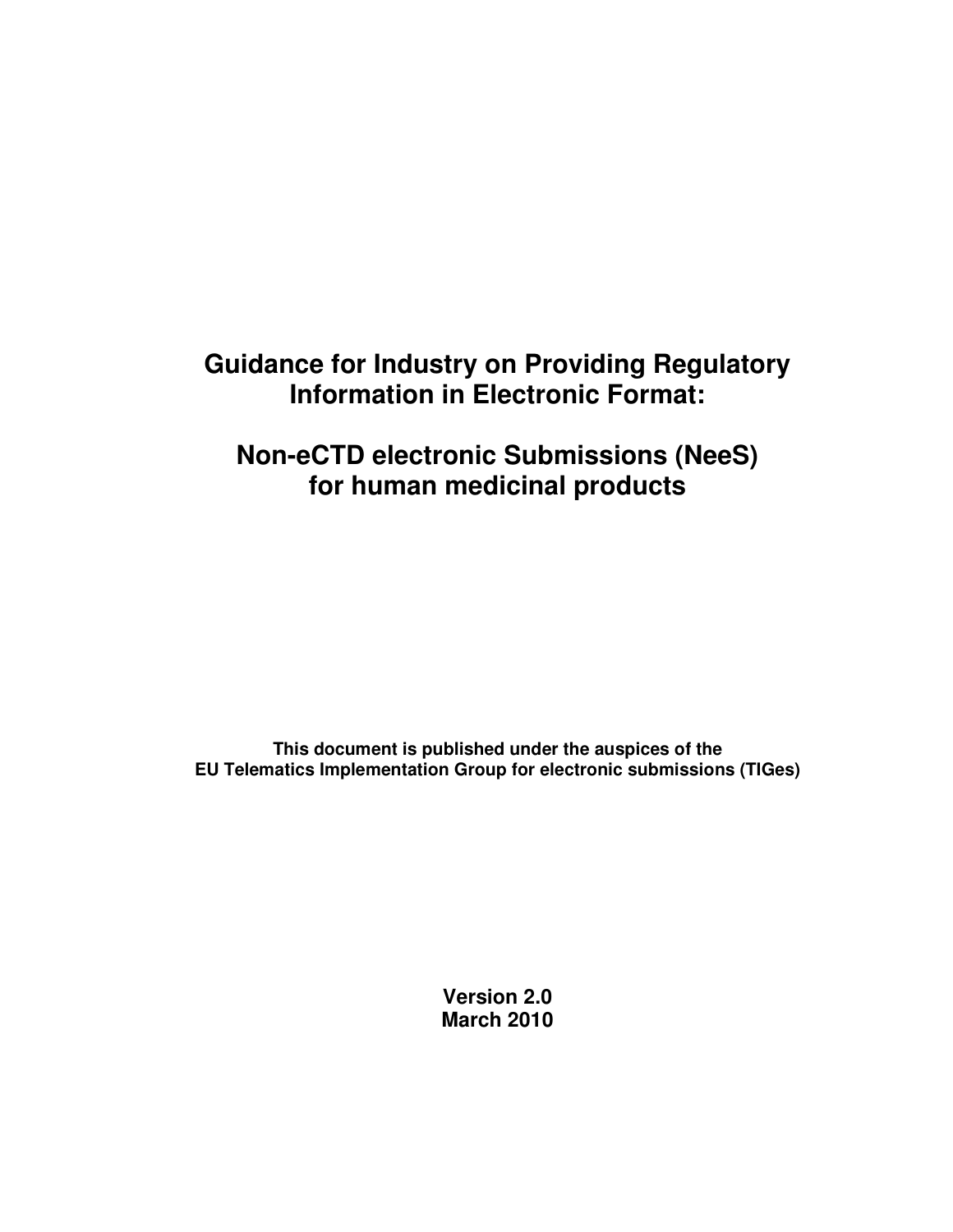# Guidance for Industry on Providing Regulatory Information in Electronic Format:

# Non-eCTD electronic Submissions (NeeS) for human medicinal products

**This document is published under the auspices of the EU Telematics Implementation Group for electronic submissions (TIGes)**

**Version 2.0**
**March 2010**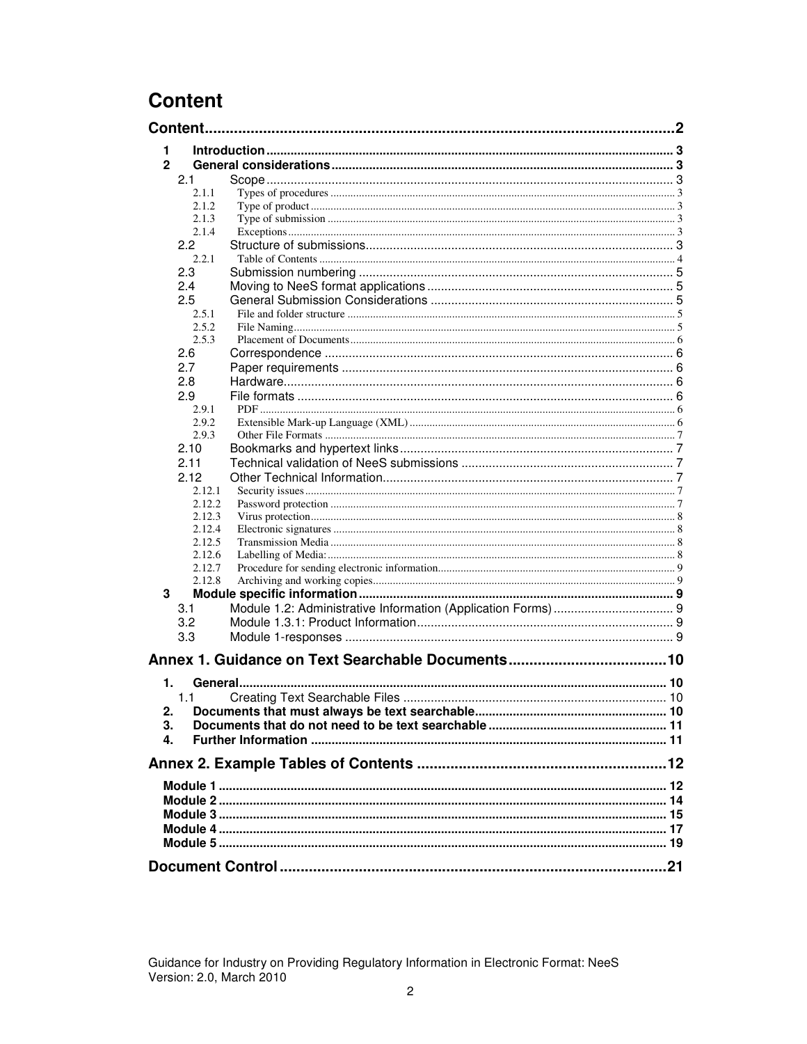# Content

**Content** .......... 2

- **1 Introduction** .......... 3
- **2 General considerations** .......... 3
  - 2.1 Scope .......... 3
    - 2.1.1 Types of procedures .......... 3
    - 2.1.2 Type of product .......... 3
    - 2.1.3 Type of submission .......... 3
    - 2.1.4 Exceptions .......... 3
  - 2.2 Structure of submissions .......... 3
    - 2.2.1 Table of Contents .......... 4
  - 2.3 Submission numbering .......... 5
  - 2.4 Moving to NeeS format applications .......... 5
  - 2.5 General Submission Considerations .......... 5
    - 2.5.1 File and folder structure .......... 5
    - 2.5.2 File Naming .......... 5
    - 2.5.3 Placement of Documents .......... 6
  - 2.6 Correspondence .......... 6
  - 2.7 Paper requirements .......... 6
  - 2.8 Hardware .......... 6
  - 2.9 File formats .......... 6
    - 2.9.1 PDF .......... 6
    - 2.9.2 Extensible Mark-up Language (XML) .......... 6
    - 2.9.3 Other File Formats .......... 7
  - 2.10 Bookmarks and hypertext links .......... 7
  - 2.11 Technical validation of NeeS submissions .......... 7
  - 2.12 Other Technical Information .......... 7
    - 2.12.1 Security issues .......... 7
    - 2.12.2 Password protection .......... 7
    - 2.12.3 Virus protection .......... 8
    - 2.12.4 Electronic signatures .......... 8
    - 2.12.5 Transmission Media .......... 8
    - 2.12.6 Labelling of Media: .......... 8
    - 2.12.7 Procedure for sending electronic information .......... 9
    - 2.12.8 Archiving and working copies .......... 9
- **3 Module specific information** .......... 9
  - 3.1 Module 1.2: Administrative Information (Application Forms) .......... 9
  - 3.2 Module 1.3.1: Product Information .......... 9
  - 3.3 Module 1-responses .......... 9

**Annex 1. Guidance on Text Searchable Documents** .......... 10

- **1. General** .......... 10
  - 1.1 Creating Text Searchable Files .......... 10
- **2. Documents that must always be text searchable** .......... 10
- **3. Documents that do not need to be text searchable** .......... 11
- **4. Further Information** .......... 11

**Annex 2. Example Tables of Contents** .......... 12

- **Module 1** .......... 12
- **Module 2** .......... 14
- **Module 3** .......... 15
- **Module 4** .......... 17
- **Module 5** .......... 19

**Document Control** .......... 21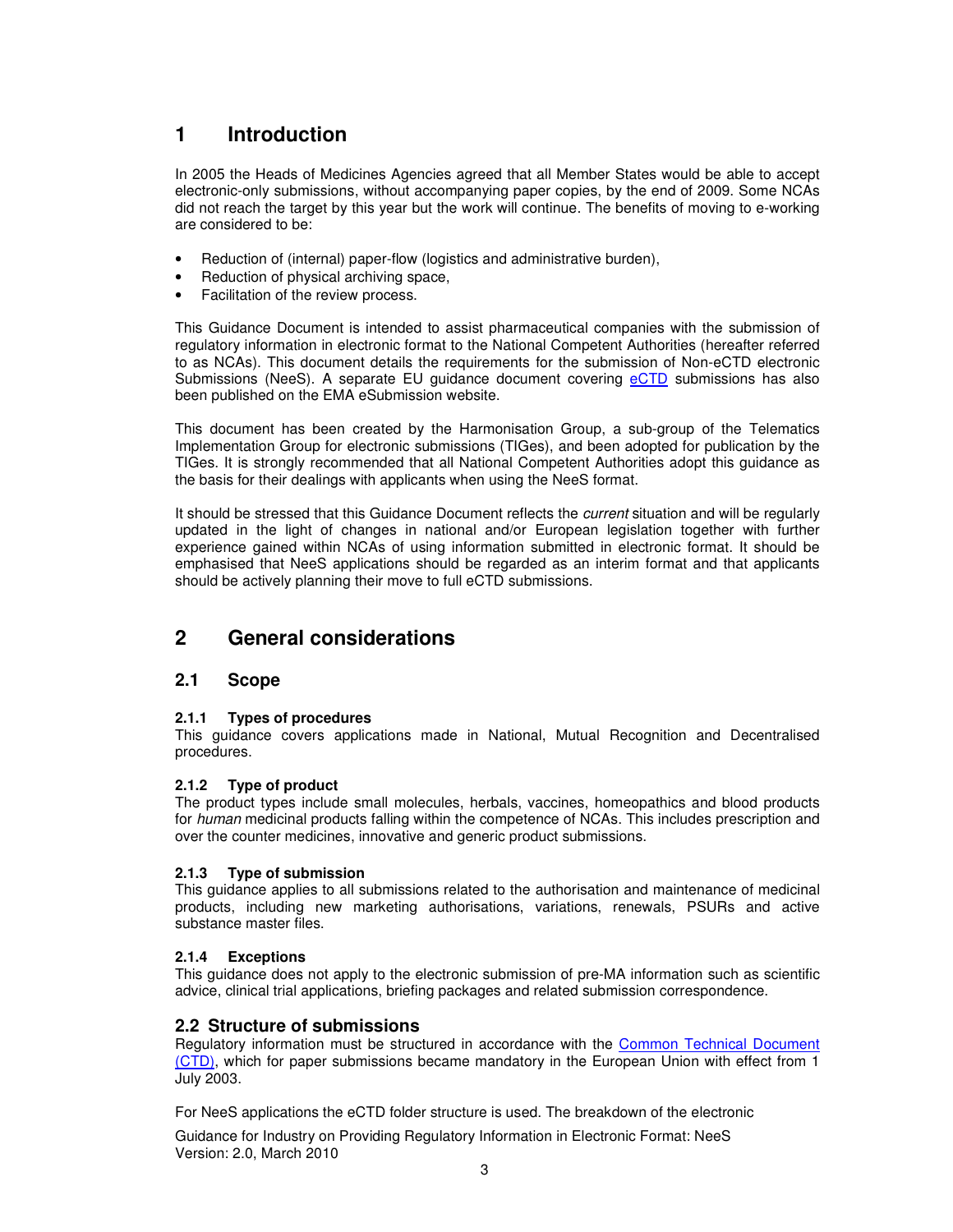# 1 Introduction

In 2005 the Heads of Medicines Agencies agreed that all Member States would be able to accept electronic-only submissions, without accompanying paper copies, by the end of 2009. Some NCAs did not reach the target by this year but the work will continue. The benefits of moving to e-working are considered to be:

- Reduction of (internal) paper-flow (logistics and administrative burden),
- Reduction of physical archiving space,
- Facilitation of the review process.

This Guidance Document is intended to assist pharmaceutical companies with the submission of regulatory information in electronic format to the National Competent Authorities (hereafter referred to as NCAs). This document details the requirements for the submission of Non-eCTD electronic Submissions (NeeS). A separate EU guidance document covering eCTD submissions has also been published on the EMA eSubmission website.

This document has been created by the Harmonisation Group, a sub-group of the Telematics Implementation Group for electronic submissions (TIGes), and been adopted for publication by the TIGes. It is strongly recommended that all National Competent Authorities adopt this guidance as the basis for their dealings with applicants when using the NeeS format.

It should be stressed that this Guidance Document reflects the *current* situation and will be regularly updated in the light of changes in national and/or European legislation together with further experience gained within NCAs of using information submitted in electronic format. It should be emphasised that NeeS applications should be regarded as an interim format and that applicants should be actively planning their move to full eCTD submissions.

# 2 General considerations

## 2.1 Scope

### 2.1.1 Types of procedures

This guidance covers applications made in National, Mutual Recognition and Decentralised procedures.

### 2.1.2 Type of product

The product types include small molecules, herbals, vaccines, homeopathics and blood products for *human* medicinal products falling within the competence of NCAs. This includes prescription and over the counter medicines, innovative and generic product submissions.

### 2.1.3 Type of submission

This guidance applies to all submissions related to the authorisation and maintenance of medicinal products, including new marketing authorisations, variations, renewals, PSURs and active substance master files.

### 2.1.4 Exceptions

This guidance does not apply to the electronic submission of pre-MA information such as scientific advice, clinical trial applications, briefing packages and related submission correspondence.

## 2.2 Structure of submissions

Regulatory information must be structured in accordance with the Common Technical Document (CTD), which for paper submissions became mandatory in the European Union with effect from 1 July 2003.

For NeeS applications the eCTD folder structure is used. The breakdown of the electronic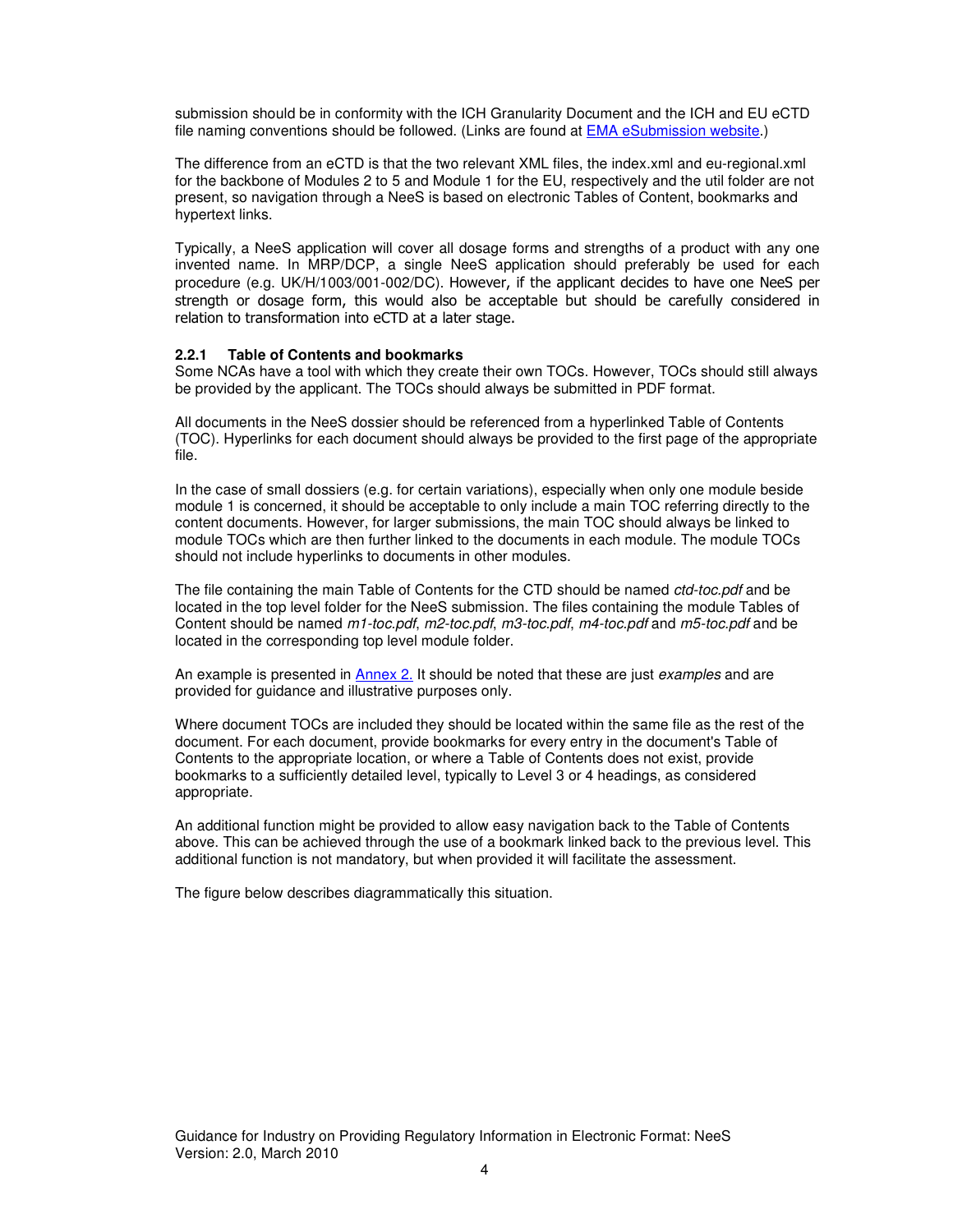submission should be in conformity with the ICH Granularity Document and the ICH and EU eCTD file naming conventions should be followed. (Links are found at [EMA eSubmission website](#).)

The difference from an eCTD is that the two relevant XML files, the index.xml and eu-regional.xml for the backbone of Modules 2 to 5 and Module 1 for the EU, respectively and the util folder are not present, so navigation through a NeeS is based on electronic Tables of Content, bookmarks and hypertext links.

Typically, a NeeS application will cover all dosage forms and strengths of a product with any one invented name. In MRP/DCP, a single NeeS application should preferably be used for each procedure (e.g. UK/H/1003/001-002/DC). However, if the applicant decides to have one NeeS per strength or dosage form, this would also be acceptable but should be carefully considered in relation to transformation into eCTD at a later stage.

### 2.2.1 Table of Contents and bookmarks

Some NCAs have a tool with which they create their own TOCs. However, TOCs should still always be provided by the applicant. The TOCs should always be submitted in PDF format.

All documents in the NeeS dossier should be referenced from a hyperlinked Table of Contents (TOC). Hyperlinks for each document should always be provided to the first page of the appropriate file.

In the case of small dossiers (e.g. for certain variations), especially when only one module beside module 1 is concerned, it should be acceptable to only include a main TOC referring directly to the content documents. However, for larger submissions, the main TOC should always be linked to module TOCs which are then further linked to the documents in each module. The module TOCs should not include hyperlinks to documents in other modules.

The file containing the main Table of Contents for the CTD should be named *ctd-toc.pdf* and be located in the top level folder for the NeeS submission. The files containing the module Tables of Content should be named *m1-toc.pdf*, *m2-toc.pdf*, *m3-toc.pdf*, *m4-toc.pdf* and *m5-toc.pdf* and be located in the corresponding top level module folder.

An example is presented in [Annex 2.](#) It should be noted that these are just *examples* and are provided for guidance and illustrative purposes only.

Where document TOCs are included they should be located within the same file as the rest of the document. For each document, provide bookmarks for every entry in the document's Table of Contents to the appropriate location, or where a Table of Contents does not exist, provide bookmarks to a sufficiently detailed level, typically to Level 3 or 4 headings, as considered appropriate.

An additional function might be provided to allow easy navigation back to the Table of Contents above. This can be achieved through the use of a bookmark linked back to the previous level. This additional function is not mandatory, but when provided it will facilitate the assessment.

The figure below describes diagrammatically this situation.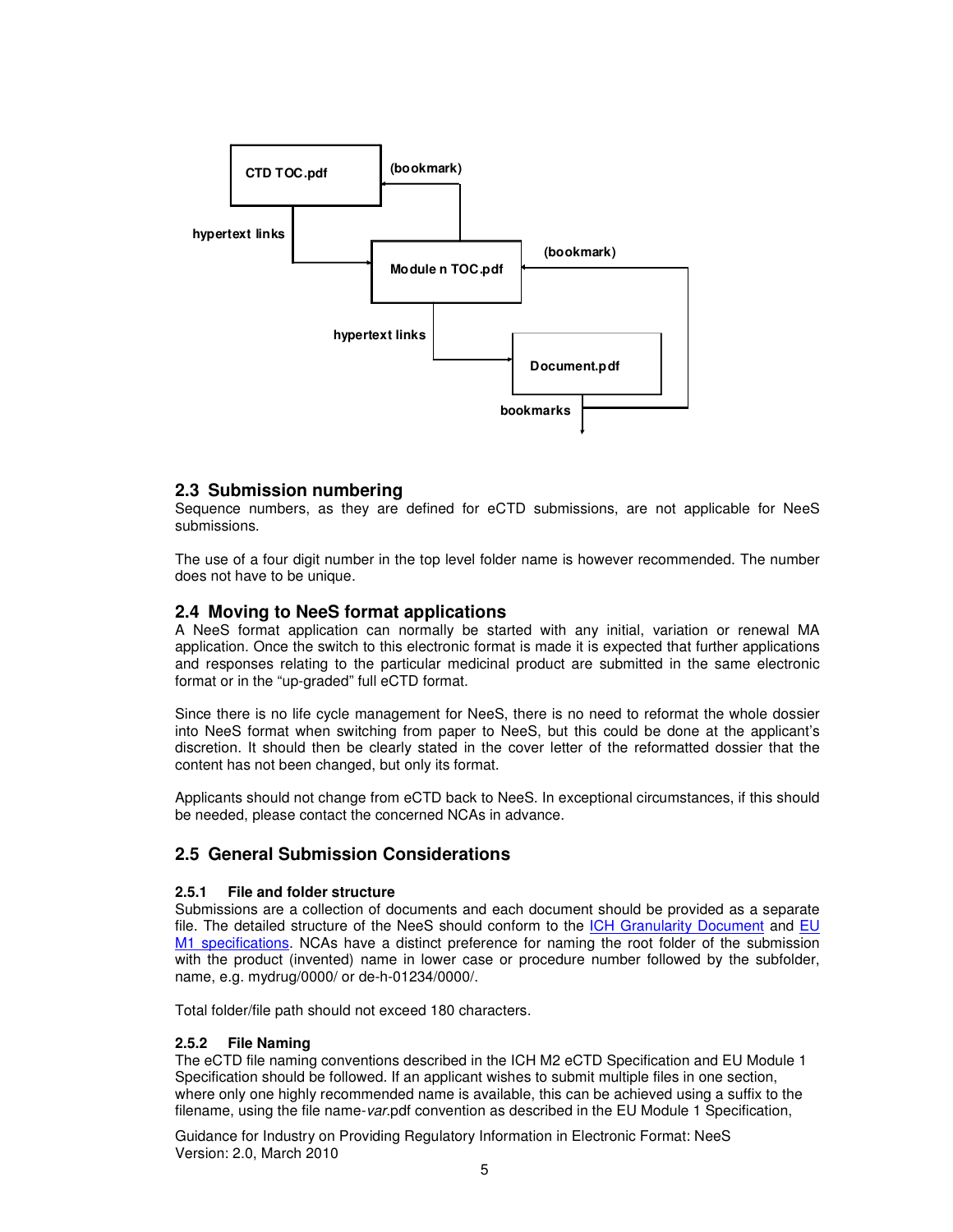CTD TOC.pdf

(bookmark)

hypertext links

Module n TOC.pdf

(bookmark)

hypertext links

Document.pdf

bookmarks

## 2.3 Submission numbering

Sequence numbers, as they are defined for eCTD submissions, are not applicable for NeeS submissions.

The use of a four digit number in the top level folder name is however recommended. The number does not have to be unique.

## 2.4 Moving to NeeS format applications

A NeeS format application can normally be started with any initial, variation or renewal MA application. Once the switch to this electronic format is made it is expected that further applications and responses relating to the particular medicinal product are submitted in the same electronic format or in the "up-graded" full eCTD format.

Since there is no life cycle management for NeeS, there is no need to reformat the whole dossier into NeeS format when switching from paper to NeeS, but this could be done at the applicant's discretion. It should then be clearly stated in the cover letter of the reformatted dossier that the content has not been changed, but only its format.

Applicants should not change from eCTD back to NeeS. In exceptional circumstances, if this should be needed, please contact the concerned NCAs in advance.

## 2.5 General Submission Considerations

### 2.5.1 File and folder structure

Submissions are a collection of documents and each document should be provided as a separate file. The detailed structure of the NeeS should conform to the ICH Granularity Document and EU M1 specifications. NCAs have a distinct preference for naming the root folder of the submission with the product (invented) name in lower case or procedure number followed by the subfolder, name, e.g. mydrug/0000/ or de-h-01234/0000/.

Total folder/file path should not exceed 180 characters.

### 2.5.2 File Naming

The eCTD file naming conventions described in the ICH M2 eCTD Specification and EU Module 1 Specification should be followed. If an applicant wishes to submit multiple files in one section, where only one highly recommended name is available, this can be achieved using a suffix to the filename, using the file name-*var*.pdf convention as described in the EU Module 1 Specification,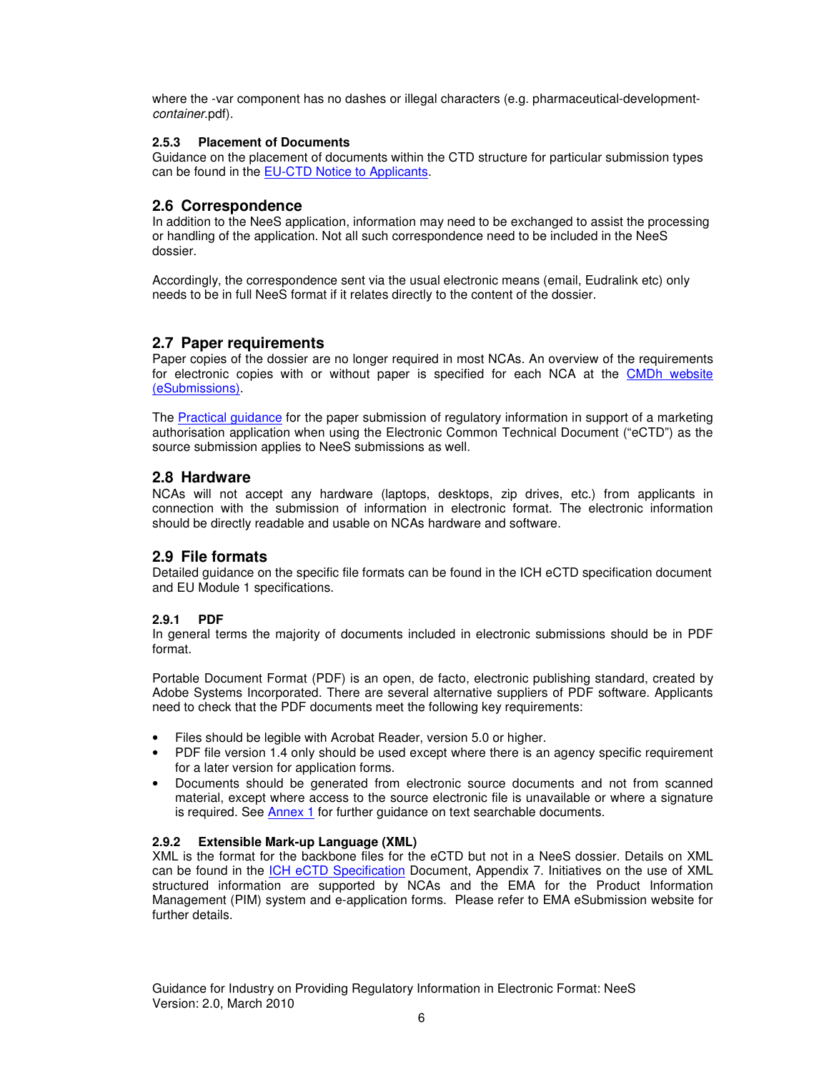where the -var component has no dashes or illegal characters (e.g. pharmaceutical-development-*container*.pdf).

#### 2.5.3 Placement of Documents

Guidance on the placement of documents within the CTD structure for particular submission types can be found in the EU-CTD Notice to Applicants.

### 2.6 Correspondence

In addition to the NeeS application, information may need to be exchanged to assist the processing or handling of the application. Not all such correspondence need to be included in the NeeS dossier.

Accordingly, the correspondence sent via the usual electronic means (email, Eudralink etc) only needs to be in full NeeS format if it relates directly to the content of the dossier.

### 2.7 Paper requirements

Paper copies of the dossier are no longer required in most NCAs. An overview of the requirements for electronic copies with or without paper is specified for each NCA at the CMDh website (eSubmissions).

The Practical guidance for the paper submission of regulatory information in support of a marketing authorisation application when using the Electronic Common Technical Document ("eCTD") as the source submission applies to NeeS submissions as well.

### 2.8 Hardware

NCAs will not accept any hardware (laptops, desktops, zip drives, etc.) from applicants in connection with the submission of information in electronic format. The electronic information should be directly readable and usable on NCAs hardware and software.

### 2.9 File formats

Detailed guidance on the specific file formats can be found in the ICH eCTD specification document and EU Module 1 specifications.

#### 2.9.1 PDF

In general terms the majority of documents included in electronic submissions should be in PDF format.

Portable Document Format (PDF) is an open, de facto, electronic publishing standard, created by Adobe Systems Incorporated. There are several alternative suppliers of PDF software. Applicants need to check that the PDF documents meet the following key requirements:

- Files should be legible with Acrobat Reader, version 5.0 or higher.
- PDF file version 1.4 only should be used except where there is an agency specific requirement for a later version for application forms.
- Documents should be generated from electronic source documents and not from scanned material, except where access to the source electronic file is unavailable or where a signature is required. See Annex 1 for further guidance on text searchable documents.

#### 2.9.2 Extensible Mark-up Language (XML)

XML is the format for the backbone files for the eCTD but not in a NeeS dossier. Details on XML can be found in the ICH eCTD Specification Document, Appendix 7. Initiatives on the use of XML structured information are supported by NCAs and the EMA for the Product Information Management (PIM) system and e-application forms. Please refer to EMA eSubmission website for further details.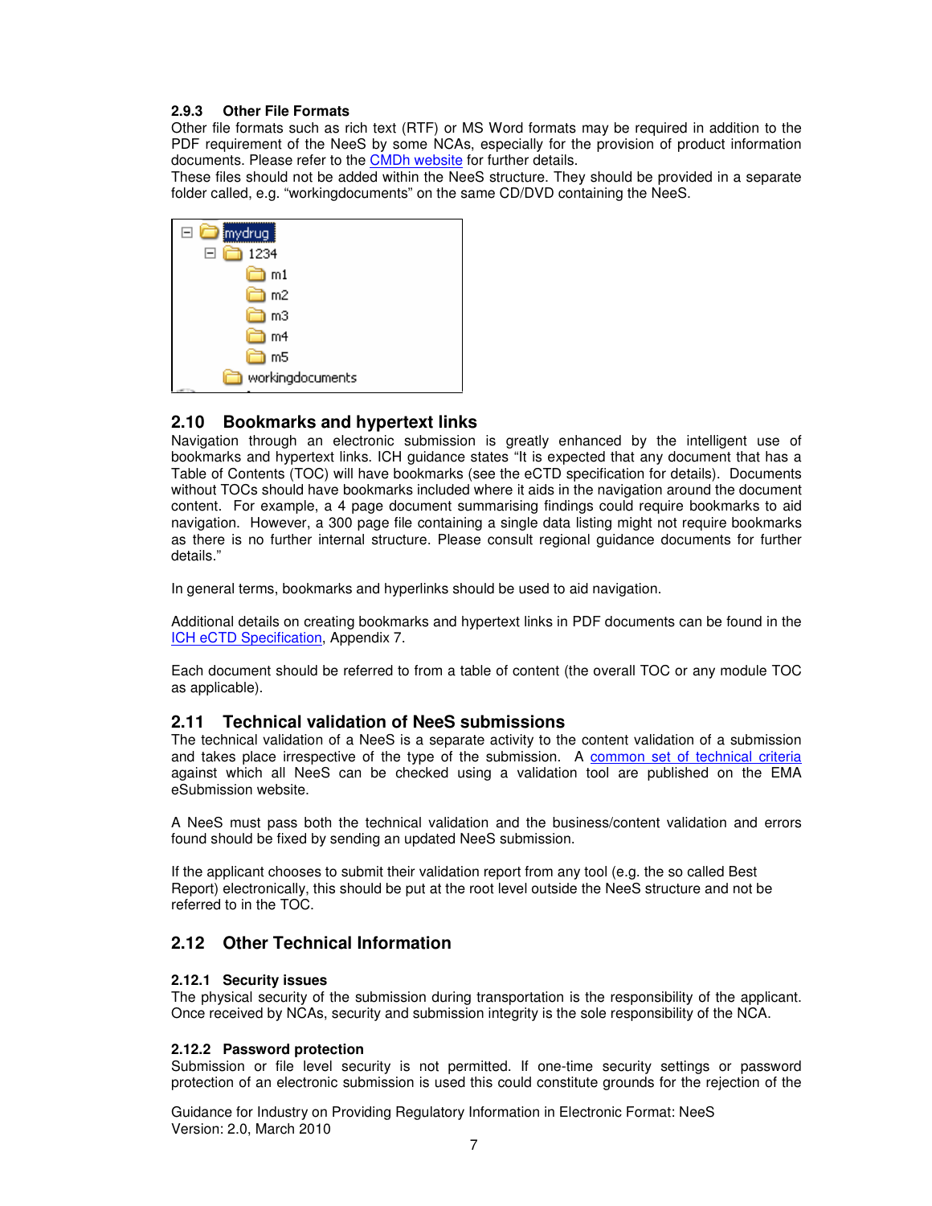#### 2.9.3 Other File Formats

Other file formats such as rich text (RTF) or MS Word formats may be required in addition to the PDF requirement of the NeeS by some NCAs, especially for the provision of product information documents. Please refer to the CMDh website for further details.

These files should not be added within the NeeS structure. They should be provided in a separate folder called, e.g. “workingdocuments” on the same CD/DVD containing the NeeS.

```
mydrug
  1234
    m1
    m2
    m3
    m4
    m5
  workingdocuments
```

## 2.10 Bookmarks and hypertext links

Navigation through an electronic submission is greatly enhanced by the intelligent use of bookmarks and hypertext links. ICH guidance states “It is expected that any document that has a Table of Contents (TOC) will have bookmarks (see the eCTD specification for details). Documents without TOCs should have bookmarks included where it aids in the navigation around the document content. For example, a 4 page document summarising findings could require bookmarks to aid navigation. However, a 300 page file containing a single data listing might not require bookmarks as there is no further internal structure. Please consult regional guidance documents for further details.”

In general terms, bookmarks and hyperlinks should be used to aid navigation.

Additional details on creating bookmarks and hypertext links in PDF documents can be found in the ICH eCTD Specification, Appendix 7.

Each document should be referred to from a table of content (the overall TOC or any module TOC as applicable).

## 2.11 Technical validation of NeeS submissions

The technical validation of a NeeS is a separate activity to the content validation of a submission and takes place irrespective of the type of the submission. A common set of technical criteria against which all NeeS can be checked using a validation tool are published on the EMA eSubmission website.

A NeeS must pass both the technical validation and the business/content validation and errors found should be fixed by sending an updated NeeS submission.

If the applicant chooses to submit their validation report from any tool (e.g. the so called Best Report) electronically, this should be put at the root level outside the NeeS structure and not be referred to in the TOC.

## 2.12 Other Technical Information

#### 2.12.1 Security issues

The physical security of the submission during transportation is the responsibility of the applicant. Once received by NCAs, security and submission integrity is the sole responsibility of the NCA.

#### 2.12.2 Password protection

Submission or file level security is not permitted. If one-time security settings or password protection of an electronic submission is used this could constitute grounds for the rejection of the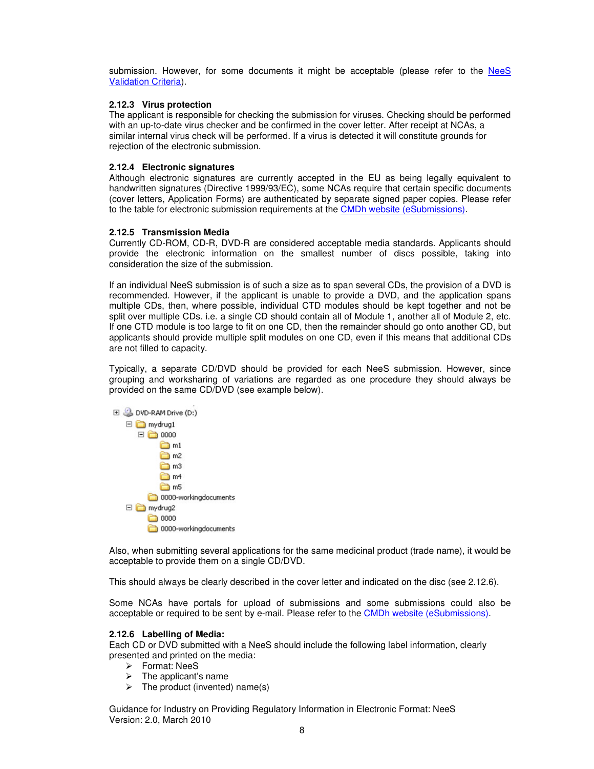submission. However, for some documents it might be acceptable (please refer to the NeeS Validation Criteria).

### 2.12.3 Virus protection

The applicant is responsible for checking the submission for viruses. Checking should be performed with an up-to-date virus checker and be confirmed in the cover letter. After receipt at NCAs, a similar internal virus check will be performed. If a virus is detected it will constitute grounds for rejection of the electronic submission.

### 2.12.4 Electronic signatures

Although electronic signatures are currently accepted in the EU as being legally equivalent to handwritten signatures (Directive 1999/93/EC), some NCAs require that certain specific documents (cover letters, Application Forms) are authenticated by separate signed paper copies. Please refer to the table for electronic submission requirements at the CMDh website (eSubmissions).

### 2.12.5 Transmission Media

Currently CD-ROM, CD-R, DVD-R are considered acceptable media standards. Applicants should provide the electronic information on the smallest number of discs possible, taking into consideration the size of the submission.

If an individual NeeS submission is of such a size as to span several CDs, the provision of a DVD is recommended. However, if the applicant is unable to provide a DVD, and the application spans multiple CDs, then, where possible, individual CTD modules should be kept together and not be split over multiple CDs. i.e. a single CD should contain all of Module 1, another all of Module 2, etc. If one CTD module is too large to fit on one CD, then the remainder should go onto another CD, but applicants should provide multiple split modules on one CD, even if this means that additional CDs are not filled to capacity.

Typically, a separate CD/DVD should be provided for each NeeS submission. However, since grouping and worksharing of variations are regarded as one procedure they should always be provided on the same CD/DVD (see example below).

```
DVD-RAM Drive (D:)
  mydrug1
    0000
      m1
      m2
      m3
      m4
      m5
    0000-workingdocuments
  mydrug2
    0000
    0000-workingdocuments
```

Also, when submitting several applications for the same medicinal product (trade name), it would be acceptable to provide them on a single CD/DVD.

This should always be clearly described in the cover letter and indicated on the disc (see 2.12.6).

Some NCAs have portals for upload of submissions and some submissions could also be acceptable or required to be sent by e-mail. Please refer to the CMDh website (eSubmissions).

### 2.12.6 Labelling of Media:

Each CD or DVD submitted with a NeeS should include the following label information, clearly presented and printed on the media:

- Format: NeeS
- The applicant's name
- The product (invented) name(s)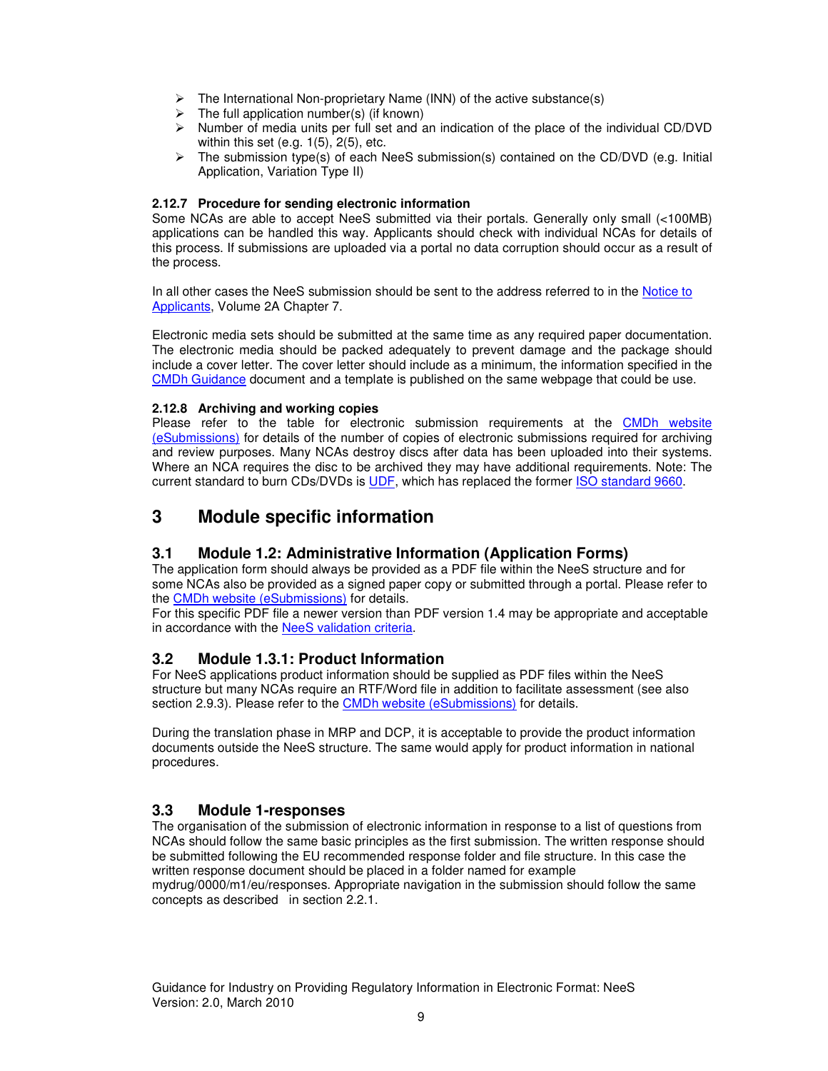- The International Non-proprietary Name (INN) of the active substance(s)
- The full application number(s) (if known)
- Number of media units per full set and an indication of the place of the individual CD/DVD within this set (e.g. 1(5), 2(5), etc.
- The submission type(s) of each NeeS submission(s) contained on the CD/DVD (e.g. Initial Application, Variation Type II)

### 2.12.7 Procedure for sending electronic information

Some NCAs are able to accept NeeS submitted via their portals. Generally only small (<100MB) applications can be handled this way. Applicants should check with individual NCAs for details of this process. If submissions are uploaded via a portal no data corruption should occur as a result of the process.

In all other cases the NeeS submission should be sent to the address referred to in the Notice to Applicants, Volume 2A Chapter 7.

Electronic media sets should be submitted at the same time as any required paper documentation. The electronic media should be packed adequately to prevent damage and the package should include a cover letter. The cover letter should include as a minimum, the information specified in the CMDh Guidance document and a template is published on the same webpage that could be use.

### 2.12.8 Archiving and working copies

Please refer to the table for electronic submission requirements at the CMDh website (eSubmissions) for details of the number of copies of electronic submissions required for archiving and review purposes. Many NCAs destroy discs after data has been uploaded into their systems. Where an NCA requires the disc to be archived they may have additional requirements. Note: The current standard to burn CDs/DVDs is UDF, which has replaced the former ISO standard 9660.

# 3 Module specific information

## 3.1 Module 1.2: Administrative Information (Application Forms)

The application form should always be provided as a PDF file within the NeeS structure and for some NCAs also be provided as a signed paper copy or submitted through a portal. Please refer to the CMDh website (eSubmissions) for details.
For this specific PDF file a newer version than PDF version 1.4 may be appropriate and acceptable in accordance with the NeeS validation criteria.

## 3.2 Module 1.3.1: Product Information

For NeeS applications product information should be supplied as PDF files within the NeeS structure but many NCAs require an RTF/Word file in addition to facilitate assessment (see also section 2.9.3). Please refer to the CMDh website (eSubmissions) for details.

During the translation phase in MRP and DCP, it is acceptable to provide the product information documents outside the NeeS structure. The same would apply for product information in national procedures.

## 3.3 Module 1-responses

The organisation of the submission of electronic information in response to a list of questions from NCAs should follow the same basic principles as the first submission. The written response should be submitted following the EU recommended response folder and file structure. In this case the written response document should be placed in a folder named for example mydrug/0000/m1/eu/responses. Appropriate navigation in the submission should follow the same concepts as described in section 2.2.1.

Guidance for Industry on Providing Regulatory Information in Electronic Format: NeeS
Version: 2.0, March 2010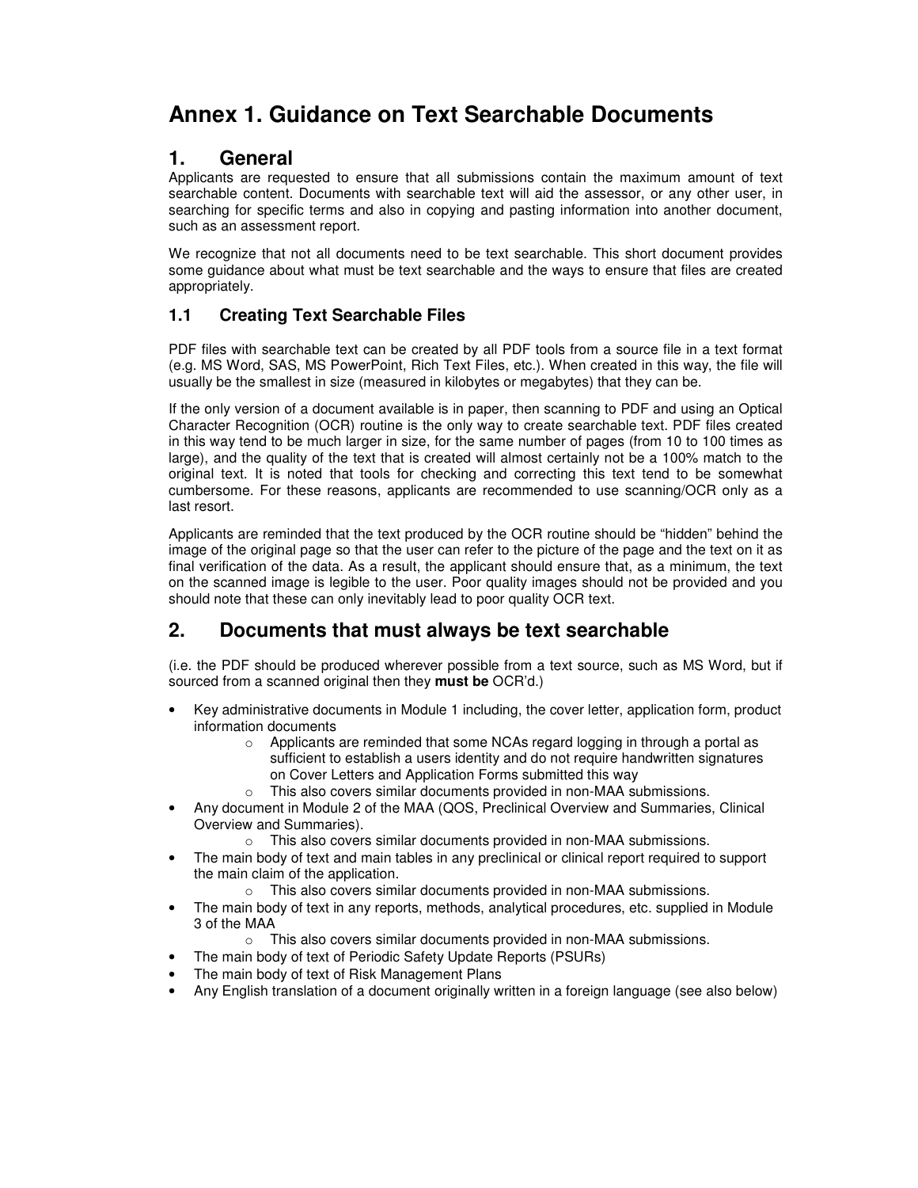# Annex 1. Guidance on Text Searchable Documents

## 1. General

Applicants are requested to ensure that all submissions contain the maximum amount of text searchable content. Documents with searchable text will aid the assessor, or any other user, in searching for specific terms and also in copying and pasting information into another document, such as an assessment report.

We recognize that not all documents need to be text searchable. This short document provides some guidance about what must be text searchable and the ways to ensure that files are created appropriately.

### 1.1 Creating Text Searchable Files

PDF files with searchable text can be created by all PDF tools from a source file in a text format (e.g. MS Word, SAS, MS PowerPoint, Rich Text Files, etc.). When created in this way, the file will usually be the smallest in size (measured in kilobytes or megabytes) that they can be.

If the only version of a document available is in paper, then scanning to PDF and using an Optical Character Recognition (OCR) routine is the only way to create searchable text. PDF files created in this way tend to be much larger in size, for the same number of pages (from 10 to 100 times as large), and the quality of the text that is created will almost certainly not be a 100% match to the original text. It is noted that tools for checking and correcting this text tend to be somewhat cumbersome. For these reasons, applicants are recommended to use scanning/OCR only as a last resort.

Applicants are reminded that the text produced by the OCR routine should be "hidden" behind the image of the original page so that the user can refer to the picture of the page and the text on it as final verification of the data. As a result, the applicant should ensure that, as a minimum, the text on the scanned image is legible to the user. Poor quality images should not be provided and you should note that these can only inevitably lead to poor quality OCR text.

## 2. Documents that must always be text searchable

(i.e. the PDF should be produced wherever possible from a text source, such as MS Word, but if sourced from a scanned original then they **must be** OCR'd.)

- Key administrative documents in Module 1 including, the cover letter, application form, product information documents
  - Applicants are reminded that some NCAs regard logging in through a portal as sufficient to establish a users identity and do not require handwritten signatures on Cover Letters and Application Forms submitted this way
  - This also covers similar documents provided in non-MAA submissions.
- Any document in Module 2 of the MAA (QOS, Preclinical Overview and Summaries, Clinical Overview and Summaries).
  - This also covers similar documents provided in non-MAA submissions.
- The main body of text and main tables in any preclinical or clinical report required to support the main claim of the application.
  - This also covers similar documents provided in non-MAA submissions.
- The main body of text in any reports, methods, analytical procedures, etc. supplied in Module 3 of the MAA
  - This also covers similar documents provided in non-MAA submissions.
- The main body of text of Periodic Safety Update Reports (PSURs)
- The main body of text of Risk Management Plans
- Any English translation of a document originally written in a foreign language (see also below)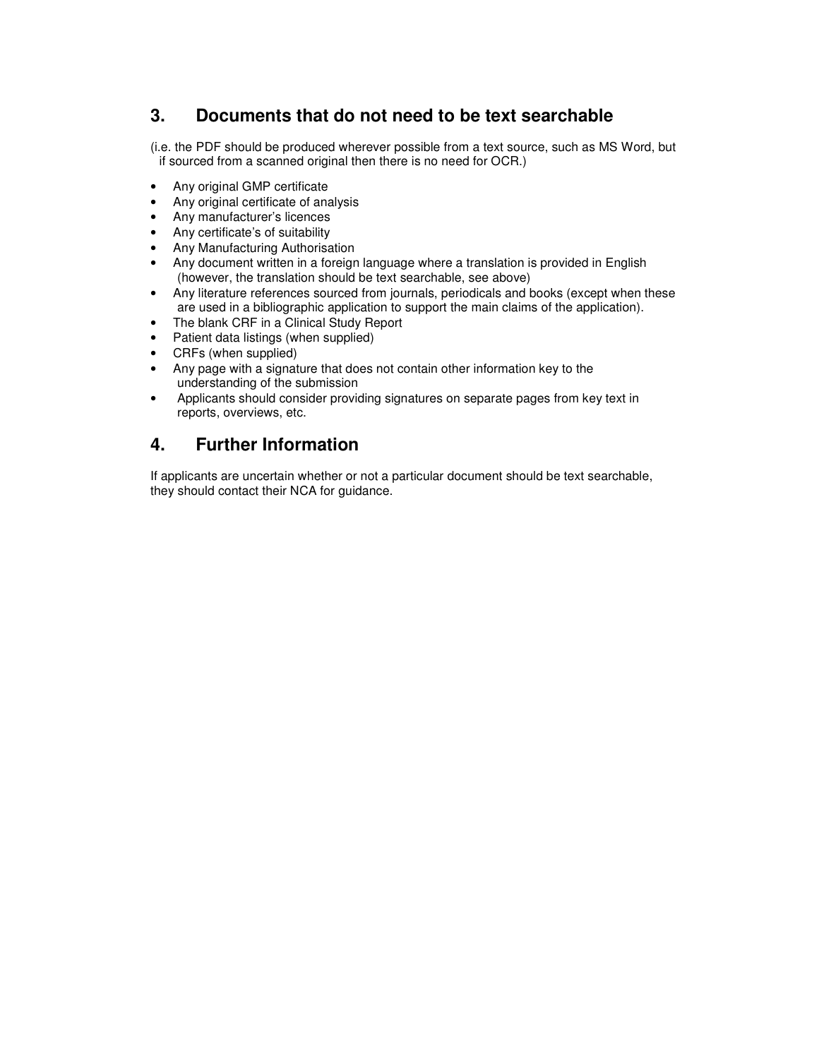## 3. Documents that do not need to be text searchable

(i.e. the PDF should be produced wherever possible from a text source, such as MS Word, but if sourced from a scanned original then there is no need for OCR.)

- Any original GMP certificate
- Any original certificate of analysis
- Any manufacturer's licences
- Any certificate's of suitability
- Any Manufacturing Authorisation
- Any document written in a foreign language where a translation is provided in English (however, the translation should be text searchable, see above)
- Any literature references sourced from journals, periodicals and books (except when these are used in a bibliographic application to support the main claims of the application).
- The blank CRF in a Clinical Study Report
- Patient data listings (when supplied)
- CRFs (when supplied)
- Any page with a signature that does not contain other information key to the understanding of the submission
- Applicants should consider providing signatures on separate pages from key text in reports, overviews, etc.

## 4. Further Information

If applicants are uncertain whether or not a particular document should be text searchable, they should contact their NCA for guidance.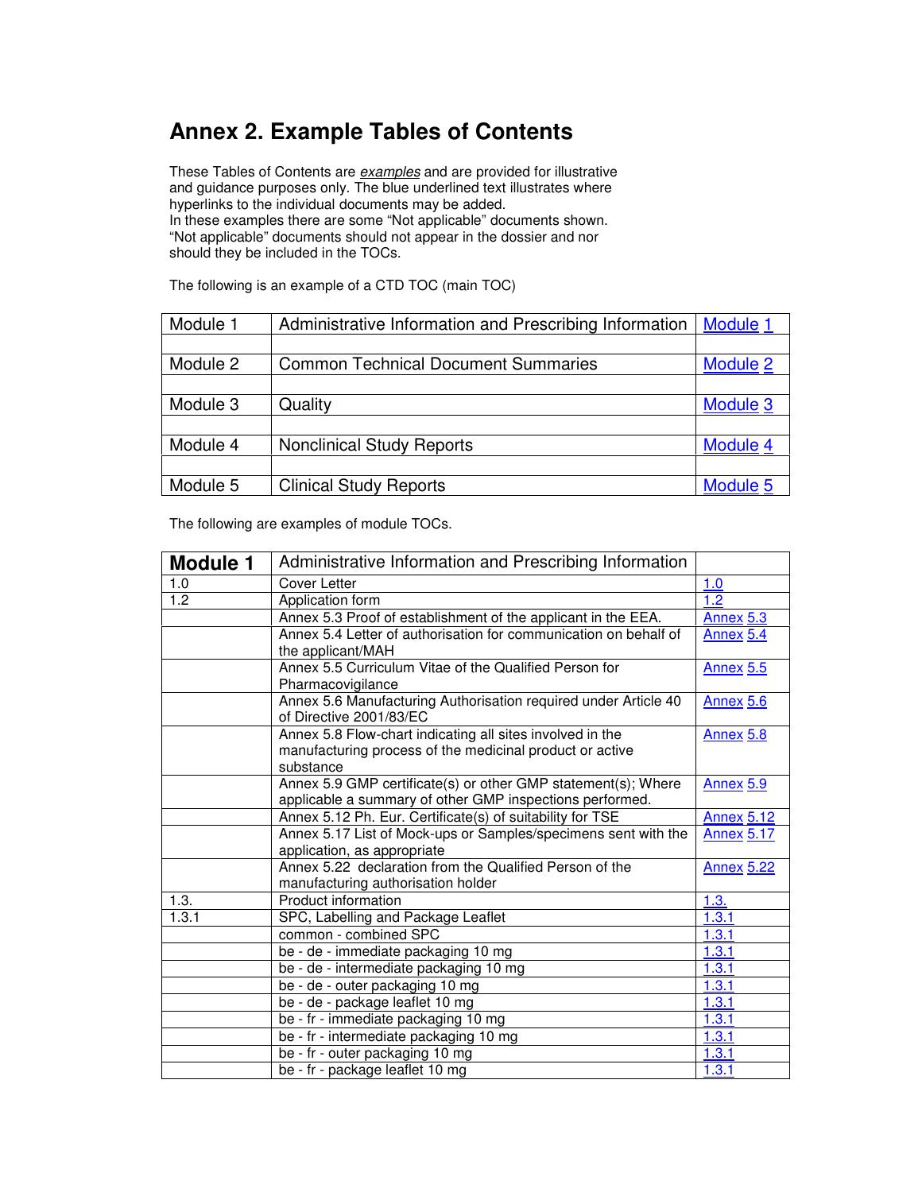# Annex 2. Example Tables of Contents

These Tables of Contents are *examples* and are provided for illustrative and guidance purposes only. The blue underlined text illustrates where hyperlinks to the individual documents may be added.
In these examples there are some "Not applicable" documents shown. "Not applicable" documents should not appear in the dossier and nor should they be included in the TOCs.

The following is an example of a CTD TOC (main TOC)

| Module 1 | Administrative Information and Prescribing Information | Module 1 |
|---|---|---|
| | | |
| Module 2 | Common Technical Document Summaries | Module 2 |
| | | |
| Module 3 | Quality | Module 3 |
| | | |
| Module 4 | Nonclinical Study Reports | Module 4 |
| | | |
| Module 5 | Clinical Study Reports | Module 5 |

The following are examples of module TOCs.

| **Module 1** | Administrative Information and Prescribing Information | |
|---|---|---|
| 1.0 | Cover Letter | 1.0 |
| 1.2 | Application form | 1.2 |
| | Annex 5.3 Proof of establishment of the applicant in the EEA. | Annex 5.3 |
| | Annex 5.4 Letter of authorisation for communication on behalf of the applicant/MAH | Annex 5.4 |
| | Annex 5.5 Curriculum Vitae of the Qualified Person for Pharmacovigilance | Annex 5.5 |
| | Annex 5.6 Manufacturing Authorisation required under Article 40 of Directive 2001/83/EC | Annex 5.6 |
| | Annex 5.8 Flow-chart indicating all sites involved in the manufacturing process of the medicinal product or active substance | Annex 5.8 |
| | Annex 5.9 GMP certificate(s) or other GMP statement(s); Where applicable a summary of other GMP inspections performed. | Annex 5.9 |
| | Annex 5.12 Ph. Eur. Certificate(s) of suitability for TSE | Annex 5.12 |
| | Annex 5.17 List of Mock-ups or Samples/specimens sent with the application, as appropriate | Annex 5.17 |
| | Annex 5.22 declaration from the Qualified Person of the manufacturing authorisation holder | Annex 5.22 |
| 1.3. | Product information | 1.3. |
| 1.3.1 | SPC, Labelling and Package Leaflet | 1.3.1 |
| | common - combined SPC | 1.3.1 |
| | be - de - immediate packaging 10 mg | 1.3.1 |
| | be - de - intermediate packaging 10 mg | 1.3.1 |
| | be - de - outer packaging 10 mg | 1.3.1 |
| | be - de - package leaflet 10 mg | 1.3.1 |
| | be - fr - immediate packaging 10 mg | 1.3.1 |
| | be - fr - intermediate packaging 10 mg | 1.3.1 |
| | be - fr - outer packaging 10 mg | 1.3.1 |
| | be - fr - package leaflet 10 mg | 1.3.1 |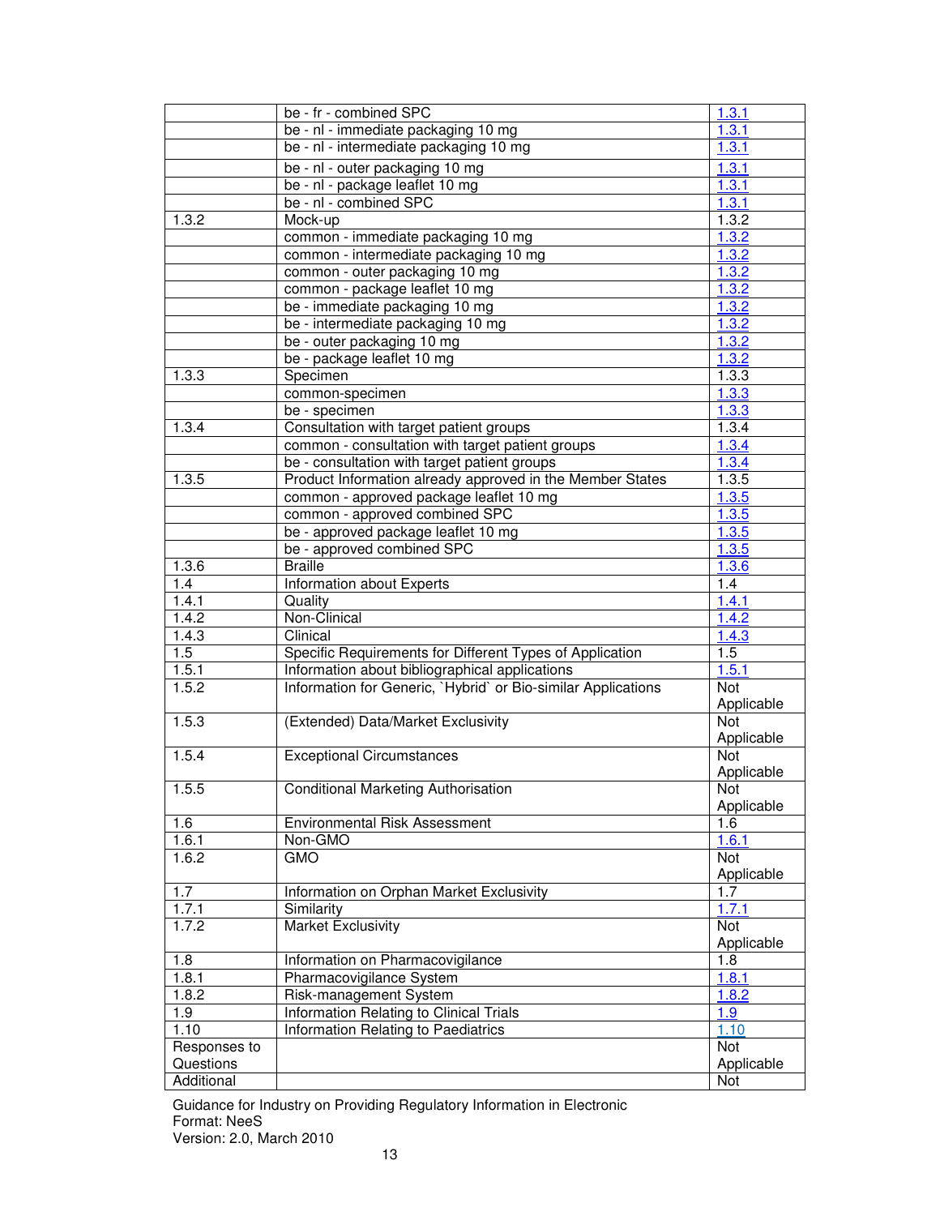| | | |
|---|---|---|
| | be - fr - combined SPC | 1.3.1 |
| | be - nl - immediate packaging 10 mg | 1.3.1 |
| | be - nl - intermediate packaging 10 mg | 1.3.1 |
| | be - nl - outer packaging 10 mg | 1.3.1 |
| | be - nl - package leaflet 10 mg | 1.3.1 |
| | be - nl - combined SPC | 1.3.1 |
| 1.3.2 | Mock-up | 1.3.2 |
| | common - immediate packaging 10 mg | 1.3.2 |
| | common - intermediate packaging 10 mg | 1.3.2 |
| | common - outer packaging 10 mg | 1.3.2 |
| | common - package leaflet 10 mg | 1.3.2 |
| | be - immediate packaging 10 mg | 1.3.2 |
| | be - intermediate packaging 10 mg | 1.3.2 |
| | be - outer packaging 10 mg | 1.3.2 |
| | be - package leaflet 10 mg | 1.3.2 |
| 1.3.3 | Specimen | 1.3.3 |
| | common-specimen | 1.3.3 |
| | be - specimen | 1.3.3 |
| 1.3.4 | Consultation with target patient groups | 1.3.4 |
| | common - consultation with target patient groups | 1.3.4 |
| | be - consultation with target patient groups | 1.3.4 |
| 1.3.5 | Product Information already approved in the Member States | 1.3.5 |
| | common - approved package leaflet 10 mg | 1.3.5 |
| | common - approved combined SPC | 1.3.5 |
| | be - approved package leaflet 10 mg | 1.3.5 |
| | be - approved combined SPC | 1.3.5 |
| 1.3.6 | Braille | 1.3.6 |
| 1.4 | Information about Experts | 1.4 |
| 1.4.1 | Quality | 1.4.1 |
| 1.4.2 | Non-Clinical | 1.4.2 |
| 1.4.3 | Clinical | 1.4.3 |
| 1.5 | Specific Requirements for Different Types of Application | 1.5 |
| 1.5.1 | Information about bibliographical applications | 1.5.1 |
| 1.5.2 | Information for Generic, `Hybrid` or Bio-similar Applications | Not Applicable |
| 1.5.3 | (Extended) Data/Market Exclusivity | Not Applicable |
| 1.5.4 | Exceptional Circumstances | Not Applicable |
| 1.5.5 | Conditional Marketing Authorisation | Not Applicable |
| 1.6 | Environmental Risk Assessment | 1.6 |
| 1.6.1 | Non-GMO | 1.6.1 |
| 1.6.2 | GMO | Not Applicable |
| 1.7 | Information on Orphan Market Exclusivity | 1.7 |
| 1.7.1 | Similarity | 1.7.1 |
| 1.7.2 | Market Exclusivity | Not Applicable |
| 1.8 | Information on Pharmacovigilance | 1.8 |
| 1.8.1 | Pharmacovigilance System | 1.8.1 |
| 1.8.2 | Risk-management System | 1.8.2 |
| 1.9 | Information Relating to Clinical Trials | 1.9 |
| 1.10 | Information Relating to Paediatrics | 1.10 |
| Responses to Questions | | Not Applicable |
| Additional | | Not |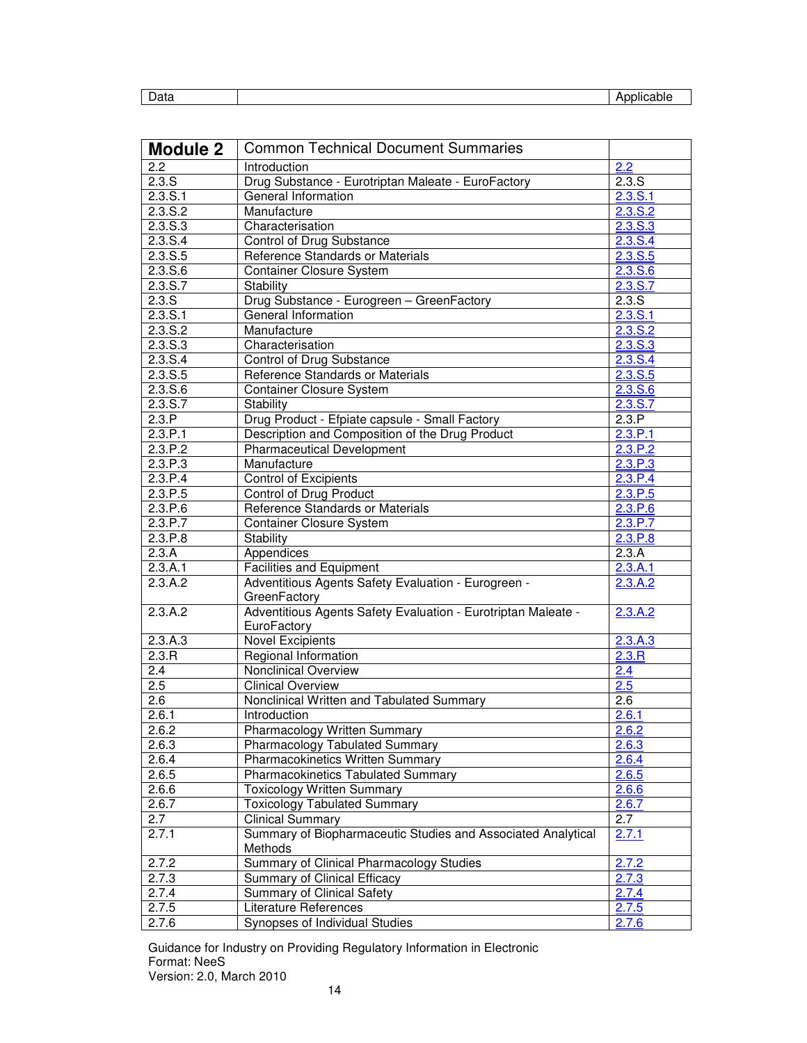| Data | | Applicable |
|---|---|---|

| **Module 2** | Common Technical Document Summaries | |
|---|---|---|
| 2.2 | Introduction | 2.2 |
| 2.3.S | Drug Substance - Eurotriptan Maleate - EuroFactory | 2.3.S |
| 2.3.S.1 | General Information | 2.3.S.1 |
| 2.3.S.2 | Manufacture | 2.3.S.2 |
| 2.3.S.3 | Characterisation | 2.3.S.3 |
| 2.3.S.4 | Control of Drug Substance | 2.3.S.4 |
| 2.3.S.5 | Reference Standards or Materials | 2.3.S.5 |
| 2.3.S.6 | Container Closure System | 2.3.S.6 |
| 2.3.S.7 | Stability | 2.3.S.7 |
| 2.3.S | Drug Substance - Eurogreen – GreenFactory | 2.3.S |
| 2.3.S.1 | General Information | 2.3.S.1 |
| 2.3.S.2 | Manufacture | 2.3.S.2 |
| 2.3.S.3 | Characterisation | 2.3.S.3 |
| 2.3.S.4 | Control of Drug Substance | 2.3.S.4 |
| 2.3.S.5 | Reference Standards or Materials | 2.3.S.5 |
| 2.3.S.6 | Container Closure System | 2.3.S.6 |
| 2.3.S.7 | Stability | 2.3.S.7 |
| 2.3.P | Drug Product - Efpiate capsule - Small Factory | 2.3.P |
| 2.3.P.1 | Description and Composition of the Drug Product | 2.3.P.1 |
| 2.3.P.2 | Pharmaceutical Development | 2.3.P.2 |
| 2.3.P.3 | Manufacture | 2.3.P.3 |
| 2.3.P.4 | Control of Excipients | 2.3.P.4 |
| 2.3.P.5 | Control of Drug Product | 2.3.P.5 |
| 2.3.P.6 | Reference Standards or Materials | 2.3.P.6 |
| 2.3.P.7 | Container Closure System | 2.3.P.7 |
| 2.3.P.8 | Stability | 2.3.P.8 |
| 2.3.A | Appendices | 2.3.A |
| 2.3.A.1 | Facilities and Equipment | 2.3.A.1 |
| 2.3.A.2 | Adventitious Agents Safety Evaluation - Eurogreen - GreenFactory | 2.3.A.2 |
| 2.3.A.2 | Adventitious Agents Safety Evaluation - Eurotriptan Maleate - EuroFactory | 2.3.A.2 |
| 2.3.A.3 | Novel Excipients | 2.3.A.3 |
| 2.3.R | Regional Information | 2.3.R |
| 2.4 | Nonclinical Overview | 2.4 |
| 2.5 | Clinical Overview | 2.5 |
| 2.6 | Nonclinical Written and Tabulated Summary | 2.6 |
| 2.6.1 | Introduction | 2.6.1 |
| 2.6.2 | Pharmacology Written Summary | 2.6.2 |
| 2.6.3 | Pharmacology Tabulated Summary | 2.6.3 |
| 2.6.4 | Pharmacokinetics Written Summary | 2.6.4 |
| 2.6.5 | Pharmacokinetics Tabulated Summary | 2.6.5 |
| 2.6.6 | Toxicology Written Summary | 2.6.6 |
| 2.6.7 | Toxicology Tabulated Summary | 2.6.7 |
| 2.7 | Clinical Summary | 2.7 |
| 2.7.1 | Summary of Biopharmaceutic Studies and Associated Analytical Methods | 2.7.1 |
| 2.7.2 | Summary of Clinical Pharmacology Studies | 2.7.2 |
| 2.7.3 | Summary of Clinical Efficacy | 2.7.3 |
| 2.7.4 | Summary of Clinical Safety | 2.7.4 |
| 2.7.5 | Literature References | 2.7.5 |
| 2.7.6 | Synopses of Individual Studies | 2.7.6 |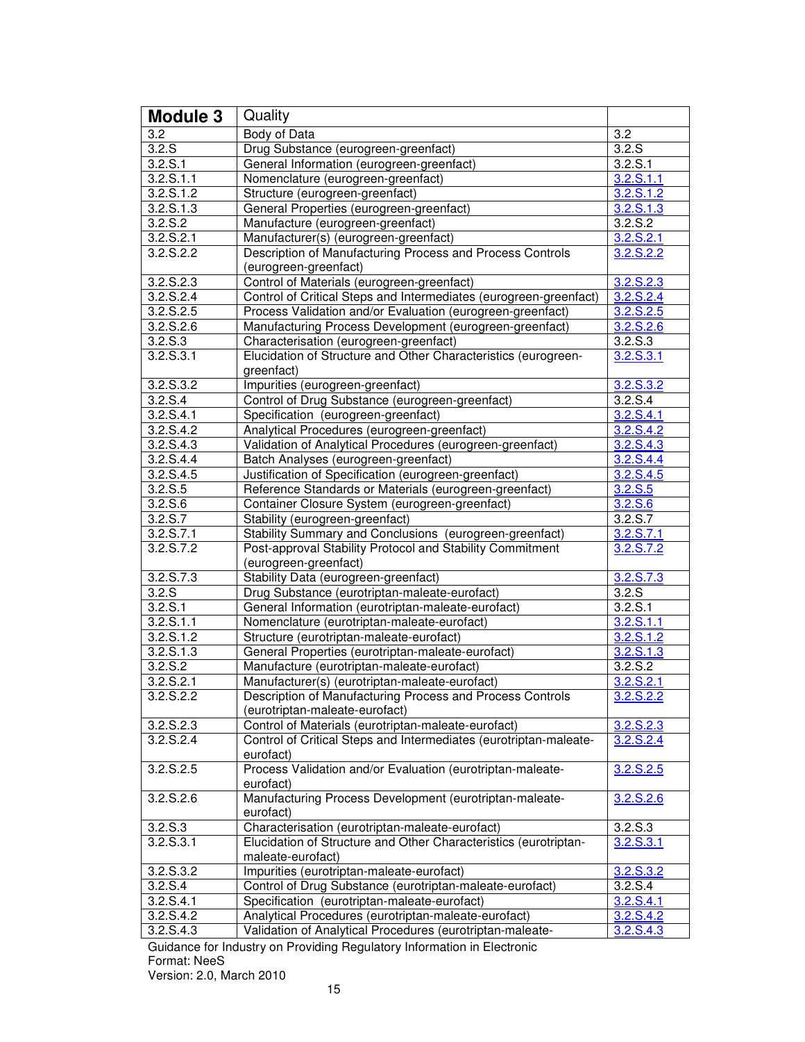| Module 3 | Quality | |
|---|---|---|
| 3.2 | Body of Data | 3.2 |
| 3.2.S | Drug Substance (eurogreen-greenfact) | 3.2.S |
| 3.2.S.1 | General Information (eurogreen-greenfact) | 3.2.S.1 |
| 3.2.S.1.1 | Nomenclature (eurogreen-greenfact) | 3.2.S.1.1 |
| 3.2.S.1.2 | Structure (eurogreen-greenfact) | 3.2.S.1.2 |
| 3.2.S.1.3 | General Properties (eurogreen-greenfact) | 3.2.S.1.3 |
| 3.2.S.2 | Manufacture (eurogreen-greenfact) | 3.2.S.2 |
| 3.2.S.2.1 | Manufacturer(s) (eurogreen-greenfact) | 3.2.S.2.1 |
| 3.2.S.2.2 | Description of Manufacturing Process and Process Controls (eurogreen-greenfact) | 3.2.S.2.2 |
| 3.2.S.2.3 | Control of Materials (eurogreen-greenfact) | 3.2.S.2.3 |
| 3.2.S.2.4 | Control of Critical Steps and Intermediates (eurogreen-greenfact) | 3.2.S.2.4 |
| 3.2.S.2.5 | Process Validation and/or Evaluation (eurogreen-greenfact) | 3.2.S.2.5 |
| 3.2.S.2.6 | Manufacturing Process Development (eurogreen-greenfact) | 3.2.S.2.6 |
| 3.2.S.3 | Characterisation (eurogreen-greenfact) | 3.2.S.3 |
| 3.2.S.3.1 | Elucidation of Structure and Other Characteristics (eurogreen-greenfact) | 3.2.S.3.1 |
| 3.2.S.3.2 | Impurities (eurogreen-greenfact) | 3.2.S.3.2 |
| 3.2.S.4 | Control of Drug Substance (eurogreen-greenfact) | 3.2.S.4 |
| 3.2.S.4.1 | Specification (eurogreen-greenfact) | 3.2.S.4.1 |
| 3.2.S.4.2 | Analytical Procedures (eurogreen-greenfact) | 3.2.S.4.2 |
| 3.2.S.4.3 | Validation of Analytical Procedures (eurogreen-greenfact) | 3.2.S.4.3 |
| 3.2.S.4.4 | Batch Analyses (eurogreen-greenfact) | 3.2.S.4.4 |
| 3.2.S.4.5 | Justification of Specification (eurogreen-greenfact) | 3.2.S.4.5 |
| 3.2.S.5 | Reference Standards or Materials (eurogreen-greenfact) | 3.2.S.5 |
| 3.2.S.6 | Container Closure System (eurogreen-greenfact) | 3.2.S.6 |
| 3.2.S.7 | Stability (eurogreen-greenfact) | 3.2.S.7 |
| 3.2.S.7.1 | Stability Summary and Conclusions (eurogreen-greenfact) | 3.2.S.7.1 |
| 3.2.S.7.2 | Post-approval Stability Protocol and Stability Commitment (eurogreen-greenfact) | 3.2.S.7.2 |
| 3.2.S.7.3 | Stability Data (eurogreen-greenfact) | 3.2.S.7.3 |
| 3.2.S | Drug Substance (eurotriptan-maleate-eurofact) | 3.2.S |
| 3.2.S.1 | General Information (eurotriptan-maleate-eurofact) | 3.2.S.1 |
| 3.2.S.1.1 | Nomenclature (eurotriptan-maleate-eurofact) | 3.2.S.1.1 |
| 3.2.S.1.2 | Structure (eurotriptan-maleate-eurofact) | 3.2.S.1.2 |
| 3.2.S.1.3 | General Properties (eurotriptan-maleate-eurofact) | 3.2.S.1.3 |
| 3.2.S.2 | Manufacture (eurotriptan-maleate-eurofact) | 3.2.S.2 |
| 3.2.S.2.1 | Manufacturer(s) (eurotriptan-maleate-eurofact) | 3.2.S.2.1 |
| 3.2.S.2.2 | Description of Manufacturing Process and Process Controls (eurotriptan-maleate-eurofact) | 3.2.S.2.2 |
| 3.2.S.2.3 | Control of Materials (eurotriptan-maleate-eurofact) | 3.2.S.2.3 |
| 3.2.S.2.4 | Control of Critical Steps and Intermediates (eurotriptan-maleate-eurofact) | 3.2.S.2.4 |
| 3.2.S.2.5 | Process Validation and/or Evaluation (eurotriptan-maleate-eurofact) | 3.2.S.2.5 |
| 3.2.S.2.6 | Manufacturing Process Development (eurotriptan-maleate-eurofact) | 3.2.S.2.6 |
| 3.2.S.3 | Characterisation (eurotriptan-maleate-eurofact) | 3.2.S.3 |
| 3.2.S.3.1 | Elucidation of Structure and Other Characteristics (eurotriptan-maleate-eurofact) | 3.2.S.3.1 |
| 3.2.S.3.2 | Impurities (eurotriptan-maleate-eurofact) | 3.2.S.3.2 |
| 3.2.S.4 | Control of Drug Substance (eurotriptan-maleate-eurofact) | 3.2.S.4 |
| 3.2.S.4.1 | Specification (eurotriptan-maleate-eurofact) | 3.2.S.4.1 |
| 3.2.S.4.2 | Analytical Procedures (eurotriptan-maleate-eurofact) | 3.2.S.4.2 |
| 3.2.S.4.3 | Validation of Analytical Procedures (eurotriptan-maleate- | 3.2.S.4.3 |

Guidance for Industry on Providing Regulatory Information in Electronic Format: NeeS
Version: 2.0, March 2010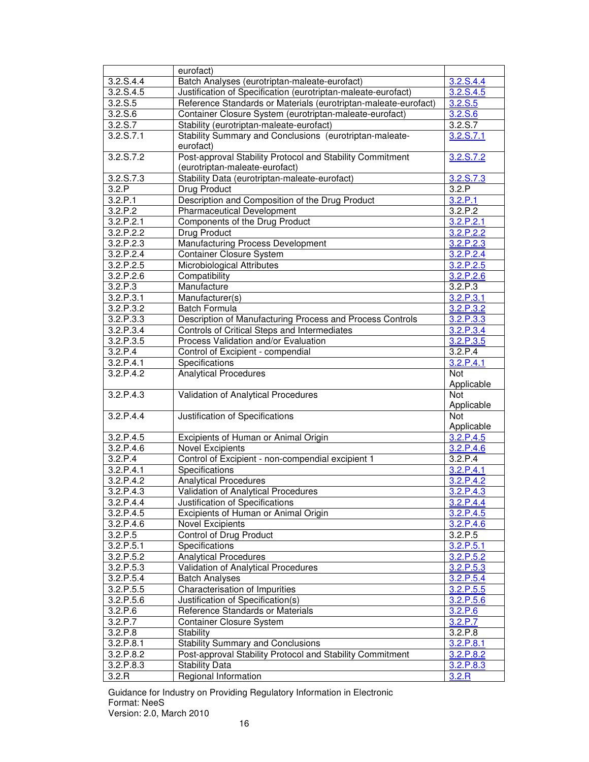| | eurofact) | |
|---|---|---|
| 3.2.S.4.4 | Batch Analyses (eurotriptan-maleate-eurofact) | 3.2.S.4.4 |
| 3.2.S.4.5 | Justification of Specification (eurotriptan-maleate-eurofact) | 3.2.S.4.5 |
| 3.2.S.5 | Reference Standards or Materials (eurotriptan-maleate-eurofact) | 3.2.S.5 |
| 3.2.S.6 | Container Closure System (eurotriptan-maleate-eurofact) | 3.2.S.6 |
| 3.2.S.7 | Stability (eurotriptan-maleate-eurofact) | 3.2.S.7 |
| 3.2.S.7.1 | Stability Summary and Conclusions (eurotriptan-maleate-eurofact) | 3.2.S.7.1 |
| 3.2.S.7.2 | Post-approval Stability Protocol and Stability Commitment (eurotriptan-maleate-eurofact) | 3.2.S.7.2 |
| 3.2.S.7.3 | Stability Data (eurotriptan-maleate-eurofact) | 3.2.S.7.3 |
| 3.2.P | Drug Product | 3.2.P |
| 3.2.P.1 | Description and Composition of the Drug Product | 3.2.P.1 |
| 3.2.P.2 | Pharmaceutical Development | 3.2.P.2 |
| 3.2.P.2.1 | Components of the Drug Product | 3.2.P.2.1 |
| 3.2.P.2.2 | Drug Product | 3.2.P.2.2 |
| 3.2.P.2.3 | Manufacturing Process Development | 3.2.P.2.3 |
| 3.2.P.2.4 | Container Closure System | 3.2.P.2.4 |
| 3.2.P.2.5 | Microbiological Attributes | 3.2.P.2.5 |
| 3.2.P.2.6 | Compatibility | 3.2.P.2.6 |
| 3.2.P.3 | Manufacture | 3.2.P.3 |
| 3.2.P.3.1 | Manufacturer(s) | 3.2.P.3.1 |
| 3.2.P.3.2 | Batch Formula | 3.2.P.3.2 |
| 3.2.P.3.3 | Description of Manufacturing Process and Process Controls | 3.2.P.3.3 |
| 3.2.P.3.4 | Controls of Critical Steps and Intermediates | 3.2.P.3.4 |
| 3.2.P.3.5 | Process Validation and/or Evaluation | 3.2.P.3.5 |
| 3.2.P.4 | Control of Excipient - compendial | 3.2.P.4 |
| 3.2.P.4.1 | Specifications | 3.2.P.4.1 |
| 3.2.P.4.2 | Analytical Procedures | Not Applicable |
| 3.2.P.4.3 | Validation of Analytical Procedures | Not Applicable |
| 3.2.P.4.4 | Justification of Specifications | Not Applicable |
| 3.2.P.4.5 | Excipients of Human or Animal Origin | 3.2.P.4.5 |
| 3.2.P.4.6 | Novel Excipients | 3.2.P.4.6 |
| 3.2.P.4 | Control of Excipient - non-compendial excipient 1 | 3.2.P.4 |
| 3.2.P.4.1 | Specifications | 3.2.P.4.1 |
| 3.2.P.4.2 | Analytical Procedures | 3.2.P.4.2 |
| 3.2.P.4.3 | Validation of Analytical Procedures | 3.2.P.4.3 |
| 3.2.P.4.4 | Justification of Specifications | 3.2.P.4.4 |
| 3.2.P.4.5 | Excipients of Human or Animal Origin | 3.2.P.4.5 |
| 3.2.P.4.6 | Novel Excipients | 3.2.P.4.6 |
| 3.2.P.5 | Control of Drug Product | 3.2.P.5 |
| 3.2.P.5.1 | Specifications | 3.2.P.5.1 |
| 3.2.P.5.2 | Analytical Procedures | 3.2.P.5.2 |
| 3.2.P.5.3 | Validation of Analytical Procedures | 3.2.P.5.3 |
| 3.2.P.5.4 | Batch Analyses | 3.2.P.5.4 |
| 3.2.P.5.5 | Characterisation of Impurities | 3.2.P.5.5 |
| 3.2.P.5.6 | Justification of Specification(s) | 3.2.P.5.6 |
| 3.2.P.6 | Reference Standards or Materials | 3.2.P.6 |
| 3.2.P.7 | Container Closure System | 3.2.P.7 |
| 3.2.P.8 | Stability | 3.2.P.8 |
| 3.2.P.8.1 | Stability Summary and Conclusions | 3.2.P.8.1 |
| 3.2.P.8.2 | Post-approval Stability Protocol and Stability Commitment | 3.2.P.8.2 |
| 3.2.P.8.3 | Stability Data | 3.2.P.8.3 |
| 3.2.R | Regional Information | 3.2.R |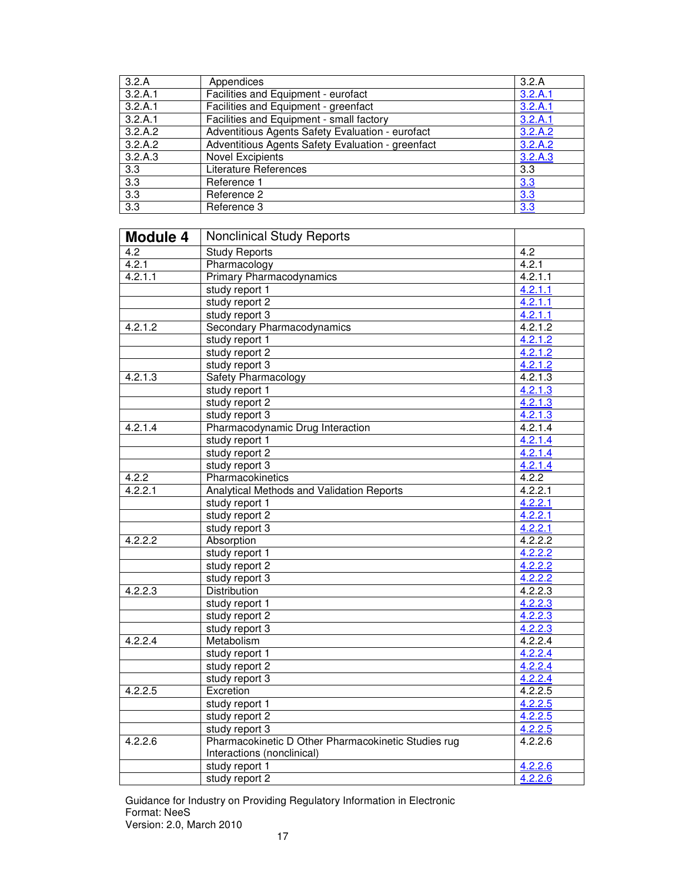| 3.2.A | Appendices | 3.2.A |
|---|---|---|
| 3.2.A.1 | Facilities and Equipment - eurofact | 3.2.A.1 |
| 3.2.A.1 | Facilities and Equipment - greenfact | 3.2.A.1 |
| 3.2.A.1 | Facilities and Equipment - small factory | 3.2.A.1 |
| 3.2.A.2 | Adventitious Agents Safety Evaluation - eurofact | 3.2.A.2 |
| 3.2.A.2 | Adventitious Agents Safety Evaluation - greenfact | 3.2.A.2 |
| 3.2.A.3 | Novel Excipients | 3.2.A.3 |
| 3.3 | Literature References | 3.3 |
| 3.3 | Reference 1 | 3.3 |
| 3.3 | Reference 2 | 3.3 |
| 3.3 | Reference 3 | 3.3 |

| **Module 4** | Nonclinical Study Reports | |
|---|---|---|
| 4.2 | Study Reports | 4.2 |
| 4.2.1 | Pharmacology | 4.2.1 |
| 4.2.1.1 | Primary Pharmacodynamics | 4.2.1.1 |
| | study report 1 | 4.2.1.1 |
| | study report 2 | 4.2.1.1 |
| | study report 3 | 4.2.1.1 |
| 4.2.1.2 | Secondary Pharmacodynamics | 4.2.1.2 |
| | study report 1 | 4.2.1.2 |
| | study report 2 | 4.2.1.2 |
| | study report 3 | 4.2.1.2 |
| 4.2.1.3 | Safety Pharmacology | 4.2.1.3 |
| | study report 1 | 4.2.1.3 |
| | study report 2 | 4.2.1.3 |
| | study report 3 | 4.2.1.3 |
| 4.2.1.4 | Pharmacodynamic Drug Interaction | 4.2.1.4 |
| | study report 1 | 4.2.1.4 |
| | study report 2 | 4.2.1.4 |
| | study report 3 | 4.2.1.4 |
| 4.2.2 | Pharmacokinetics | 4.2.2 |
| 4.2.2.1 | Analytical Methods and Validation Reports | 4.2.2.1 |
| | study report 1 | 4.2.2.1 |
| | study report 2 | 4.2.2.1 |
| | study report 3 | 4.2.2.1 |
| 4.2.2.2 | Absorption | 4.2.2.2 |
| | study report 1 | 4.2.2.2 |
| | study report 2 | 4.2.2.2 |
| | study report 3 | 4.2.2.2 |
| 4.2.2.3 | Distribution | 4.2.2.3 |
| | study report 1 | 4.2.2.3 |
| | study report 2 | 4.2.2.3 |
| | study report 3 | 4.2.2.3 |
| 4.2.2.4 | Metabolism | 4.2.2.4 |
| | study report 1 | 4.2.2.4 |
| | study report 2 | 4.2.2.4 |
| | study report 3 | 4.2.2.4 |
| 4.2.2.5 | Excretion | 4.2.2.5 |
| | study report 1 | 4.2.2.5 |
| | study report 2 | 4.2.2.5 |
| | study report 3 | 4.2.2.5 |
| 4.2.2.6 | Pharmacokinetic D Other Pharmacokinetic Studies rug Interactions (nonclinical) | 4.2.2.6 |
| | study report 1 | 4.2.2.6 |
| | study report 2 | 4.2.2.6 |

Guidance for Industry on Providing Regulatory Information in Electronic Format: NeeS
Version: 2.0, March 2010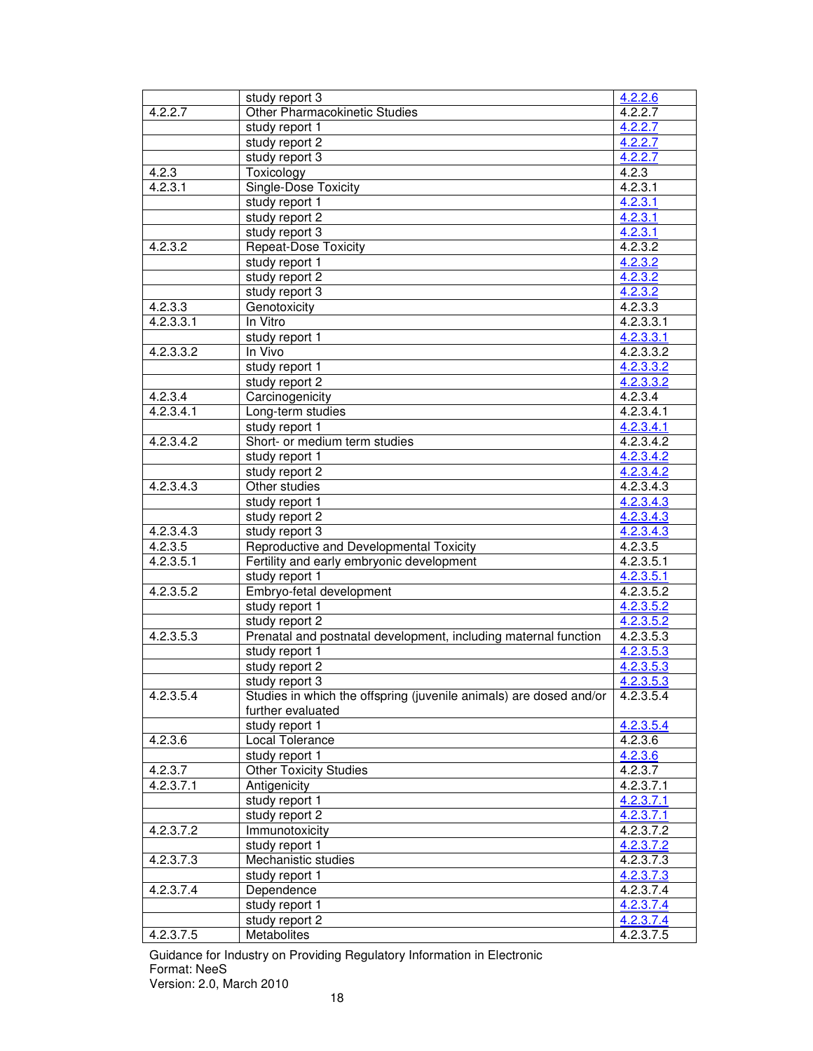| | | |
|---|---|---|
| | study report 3 | 4.2.2.6 |
| 4.2.2.7 | Other Pharmacokinetic Studies | 4.2.2.7 |
| | study report 1 | 4.2.2.7 |
| | study report 2 | 4.2.2.7 |
| | study report 3 | 4.2.2.7 |
| 4.2.3 | Toxicology | 4.2.3 |
| 4.2.3.1 | Single-Dose Toxicity | 4.2.3.1 |
| | study report 1 | 4.2.3.1 |
| | study report 2 | 4.2.3.1 |
| | study report 3 | 4.2.3.1 |
| 4.2.3.2 | Repeat-Dose Toxicity | 4.2.3.2 |
| | study report 1 | 4.2.3.2 |
| | study report 2 | 4.2.3.2 |
| | study report 3 | 4.2.3.2 |
| 4.2.3.3 | Genotoxicity | 4.2.3.3 |
| 4.2.3.3.1 | In Vitro | 4.2.3.3.1 |
| | study report 1 | 4.2.3.3.1 |
| 4.2.3.3.2 | In Vivo | 4.2.3.3.2 |
| | study report 1 | 4.2.3.3.2 |
| | study report 2 | 4.2.3.3.2 |
| 4.2.3.4 | Carcinogenicity | 4.2.3.4 |
| 4.2.3.4.1 | Long-term studies | 4.2.3.4.1 |
| | study report 1 | 4.2.3.4.1 |
| 4.2.3.4.2 | Short- or medium term studies | 4.2.3.4.2 |
| | study report 1 | 4.2.3.4.2 |
| | study report 2 | 4.2.3.4.2 |
| 4.2.3.4.3 | Other studies | 4.2.3.4.3 |
| | study report 1 | 4.2.3.4.3 |
| | study report 2 | 4.2.3.4.3 |
| 4.2.3.4.3 | study report 3 | 4.2.3.4.3 |
| 4.2.3.5 | Reproductive and Developmental Toxicity | 4.2.3.5 |
| 4.2.3.5.1 | Fertility and early embryonic development | 4.2.3.5.1 |
| | study report 1 | 4.2.3.5.1 |
| 4.2.3.5.2 | Embryo-fetal development | 4.2.3.5.2 |
| | study report 1 | 4.2.3.5.2 |
| | study report 2 | 4.2.3.5.2 |
| 4.2.3.5.3 | Prenatal and postnatal development, including maternal function | 4.2.3.5.3 |
| | study report 1 | 4.2.3.5.3 |
| | study report 2 | 4.2.3.5.3 |
| | study report 3 | 4.2.3.5.3 |
| 4.2.3.5.4 | Studies in which the offspring (juvenile animals) are dosed and/or further evaluated | 4.2.3.5.4 |
| | study report 1 | 4.2.3.5.4 |
| 4.2.3.6 | Local Tolerance | 4.2.3.6 |
| | study report 1 | 4.2.3.6 |
| 4.2.3.7 | Other Toxicity Studies | 4.2.3.7 |
| 4.2.3.7.1 | Antigenicity | 4.2.3.7.1 |
| | study report 1 | 4.2.3.7.1 |
| | study report 2 | 4.2.3.7.1 |
| 4.2.3.7.2 | Immunotoxicity | 4.2.3.7.2 |
| | study report 1 | 4.2.3.7.2 |
| 4.2.3.7.3 | Mechanistic studies | 4.2.3.7.3 |
| | study report 1 | 4.2.3.7.3 |
| 4.2.3.7.4 | Dependence | 4.2.3.7.4 |
| | study report 1 | 4.2.3.7.4 |
| | study report 2 | 4.2.3.7.4 |
| 4.2.3.7.5 | Metabolites | 4.2.3.7.5 |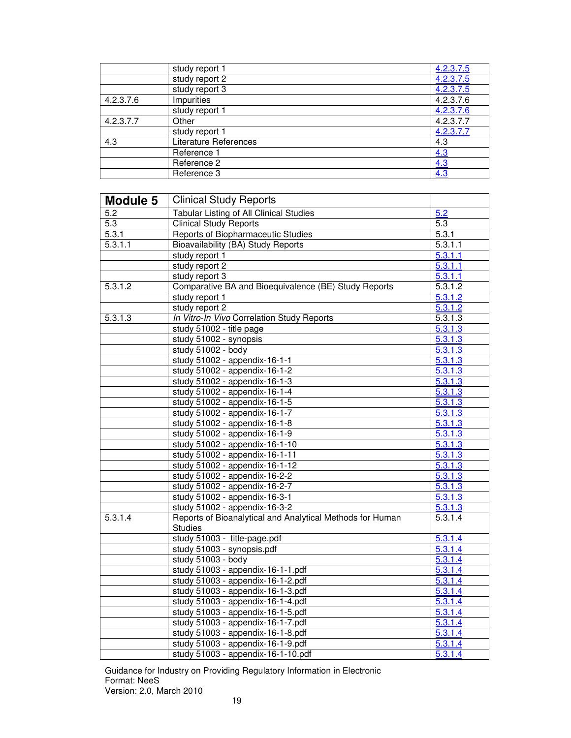| | | |
|---|---|---|
| | study report 1 | 4.2.3.7.5 |
| | study report 2 | 4.2.3.7.5 |
| | study report 3 | 4.2.3.7.5 |
| 4.2.3.7.6 | Impurities | 4.2.3.7.6 |
| | study report 1 | 4.2.3.7.6 |
| 4.2.3.7.7 | Other | 4.2.3.7.7 |
| | study report 1 | 4.2.3.7.7 |
| 4.3 | Literature References | 4.3 |
| | Reference 1 | 4.3 |
| | Reference 2 | 4.3 |
| | Reference 3 | 4.3 |

| **Module 5** | Clinical Study Reports | |
|---|---|---|
| 5.2 | Tabular Listing of All Clinical Studies | 5.2 |
| 5.3 | Clinical Study Reports | 5.3 |
| 5.3.1 | Reports of Biopharmaceutic Studies | 5.3.1 |
| 5.3.1.1 | Bioavailability (BA) Study Reports | 5.3.1.1 |
| | study report 1 | 5.3.1.1 |
| | study report 2 | 5.3.1.1 |
| | study report 3 | 5.3.1.1 |
| 5.3.1.2 | Comparative BA and Bioequivalence (BE) Study Reports | 5.3.1.2 |
| | study report 1 | 5.3.1.2 |
| | study report 2 | 5.3.1.2 |
| 5.3.1.3 | *In Vitro-In Vivo* Correlation Study Reports | 5.3.1.3 |
| | study 51002 - title page | 5.3.1.3 |
| | study 51002 - synopsis | 5.3.1.3 |
| | study 51002 - body | 5.3.1.3 |
| | study 51002 - appendix-16-1-1 | 5.3.1.3 |
| | study 51002 - appendix-16-1-2 | 5.3.1.3 |
| | study 51002 - appendix-16-1-3 | 5.3.1.3 |
| | study 51002 - appendix-16-1-4 | 5.3.1.3 |
| | study 51002 - appendix-16-1-5 | 5.3.1.3 |
| | study 51002 - appendix-16-1-7 | 5.3.1.3 |
| | study 51002 - appendix-16-1-8 | 5.3.1.3 |
| | study 51002 - appendix-16-1-9 | 5.3.1.3 |
| | study 51002 - appendix-16-1-10 | 5.3.1.3 |
| | study 51002 - appendix-16-1-11 | 5.3.1.3 |
| | study 51002 - appendix-16-1-12 | 5.3.1.3 |
| | study 51002 - appendix-16-2-2 | 5.3.1.3 |
| | study 51002 - appendix-16-2-7 | 5.3.1.3 |
| | study 51002 - appendix-16-3-1 | 5.3.1.3 |
| | study 51002 - appendix-16-3-2 | 5.3.1.3 |
| 5.3.1.4 | Reports of Bioanalytical and Analytical Methods for Human Studies | 5.3.1.4 |
| | study 51003 - title-page.pdf | 5.3.1.4 |
| | study 51003 - synopsis.pdf | 5.3.1.4 |
| | study 51003 - body | 5.3.1.4 |
| | study 51003 - appendix-16-1-1.pdf | 5.3.1.4 |
| | study 51003 - appendix-16-1-2.pdf | 5.3.1.4 |
| | study 51003 - appendix-16-1-3.pdf | 5.3.1.4 |
| | study 51003 - appendix-16-1-4.pdf | 5.3.1.4 |
| | study 51003 - appendix-16-1-5.pdf | 5.3.1.4 |
| | study 51003 - appendix-16-1-7.pdf | 5.3.1.4 |
| | study 51003 - appendix-16-1-8.pdf | 5.3.1.4 |
| | study 51003 - appendix-16-1-9.pdf | 5.3.1.4 |
| | study 51003 - appendix-16-1-10.pdf | 5.3.1.4 |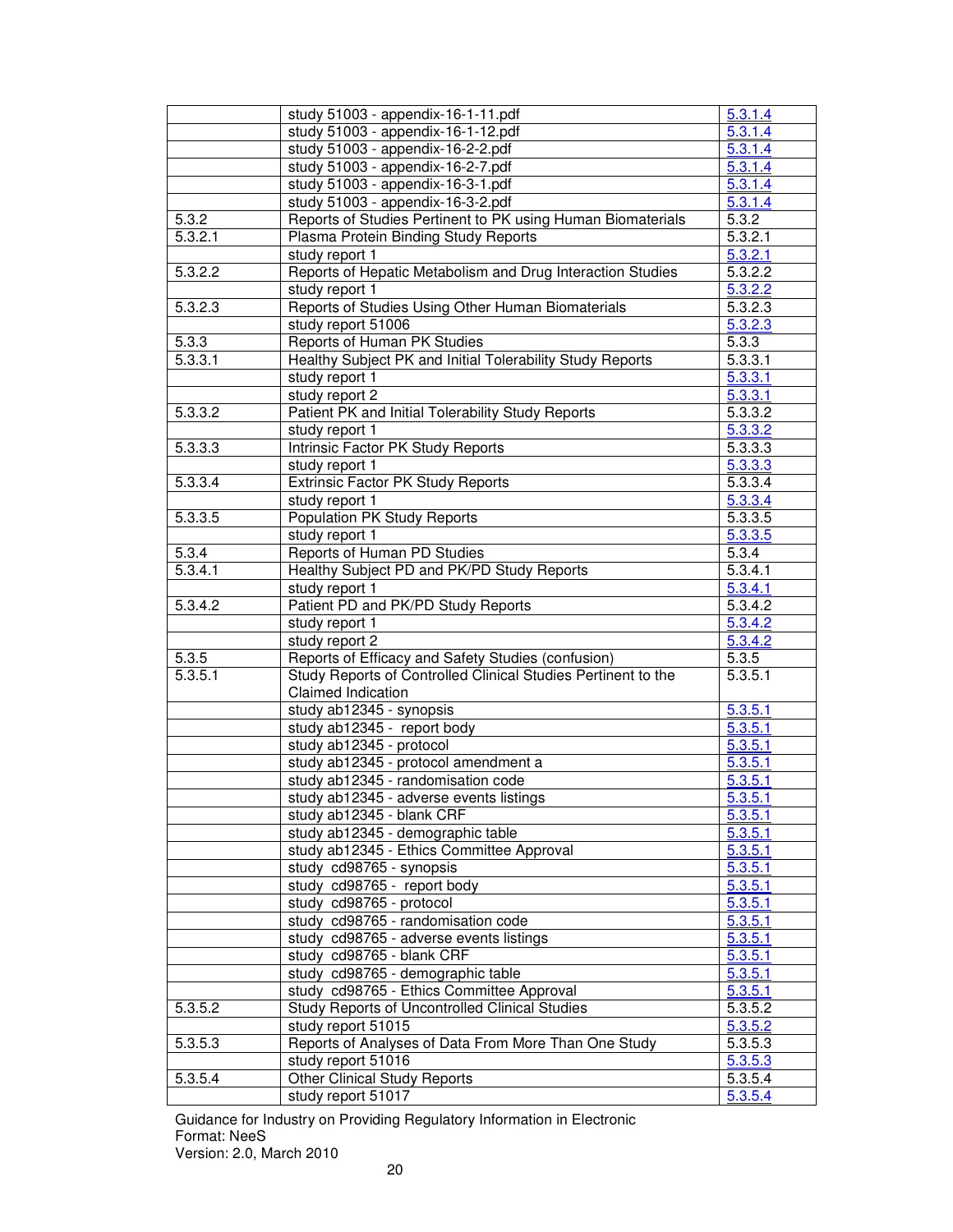| | | |
|---|---|---|
| | study 51003 - appendix-16-1-11.pdf | 5.3.1.4 |
| | study 51003 - appendix-16-1-12.pdf | 5.3.1.4 |
| | study 51003 - appendix-16-2-2.pdf | 5.3.1.4 |
| | study 51003 - appendix-16-2-7.pdf | 5.3.1.4 |
| | study 51003 - appendix-16-3-1.pdf | 5.3.1.4 |
| | study 51003 - appendix-16-3-2.pdf | 5.3.1.4 |
| 5.3.2 | Reports of Studies Pertinent to PK using Human Biomaterials | 5.3.2 |
| 5.3.2.1 | Plasma Protein Binding Study Reports | 5.3.2.1 |
| | study report 1 | 5.3.2.1 |
| 5.3.2.2 | Reports of Hepatic Metabolism and Drug Interaction Studies | 5.3.2.2 |
| | study report 1 | 5.3.2.2 |
| 5.3.2.3 | Reports of Studies Using Other Human Biomaterials | 5.3.2.3 |
| | study report 51006 | 5.3.2.3 |
| 5.3.3 | Reports of Human PK Studies | 5.3.3 |
| 5.3.3.1 | Healthy Subject PK and Initial Tolerability Study Reports | 5.3.3.1 |
| | study report 1 | 5.3.3.1 |
| | study report 2 | 5.3.3.1 |
| 5.3.3.2 | Patient PK and Initial Tolerability Study Reports | 5.3.3.2 |
| | study report 1 | 5.3.3.2 |
| 5.3.3.3 | Intrinsic Factor PK Study Reports | 5.3.3.3 |
| | study report 1 | 5.3.3.3 |
| 5.3.3.4 | Extrinsic Factor PK Study Reports | 5.3.3.4 |
| | study report 1 | 5.3.3.4 |
| 5.3.3.5 | Population PK Study Reports | 5.3.3.5 |
| | study report 1 | 5.3.3.5 |
| 5.3.4 | Reports of Human PD Studies | 5.3.4 |
| 5.3.4.1 | Healthy Subject PD and PK/PD Study Reports | 5.3.4.1 |
| | study report 1 | 5.3.4.1 |
| 5.3.4.2 | Patient PD and PK/PD Study Reports | 5.3.4.2 |
| | study report 1 | 5.3.4.2 |
| | study report 2 | 5.3.4.2 |
| 5.3.5 | Reports of Efficacy and Safety Studies (confusion) | 5.3.5 |
| 5.3.5.1 | Study Reports of Controlled Clinical Studies Pertinent to the Claimed Indication | 5.3.5.1 |
| | study ab12345 - synopsis | 5.3.5.1 |
| | study ab12345 - report body | 5.3.5.1 |
| | study ab12345 - protocol | 5.3.5.1 |
| | study ab12345 - protocol amendment a | 5.3.5.1 |
| | study ab12345 - randomisation code | 5.3.5.1 |
| | study ab12345 - adverse events listings | 5.3.5.1 |
| | study ab12345 - blank CRF | 5.3.5.1 |
| | study ab12345 - demographic table | 5.3.5.1 |
| | study ab12345 - Ethics Committee Approval | 5.3.5.1 |
| | study cd98765 - synopsis | 5.3.5.1 |
| | study cd98765 - report body | 5.3.5.1 |
| | study cd98765 - protocol | 5.3.5.1 |
| | study cd98765 - randomisation code | 5.3.5.1 |
| | study cd98765 - adverse events listings | 5.3.5.1 |
| | study cd98765 - blank CRF | 5.3.5.1 |
| | study cd98765 - demographic table | 5.3.5.1 |
| | study cd98765 - Ethics Committee Approval | 5.3.5.1 |
| 5.3.5.2 | Study Reports of Uncontrolled Clinical Studies | 5.3.5.2 |
| | study report 51015 | 5.3.5.2 |
| 5.3.5.3 | Reports of Analyses of Data From More Than One Study | 5.3.5.3 |
| | study report 51016 | 5.3.5.3 |
| 5.3.5.4 | Other Clinical Study Reports | 5.3.5.4 |
| | study report 51017 | 5.3.5.4 |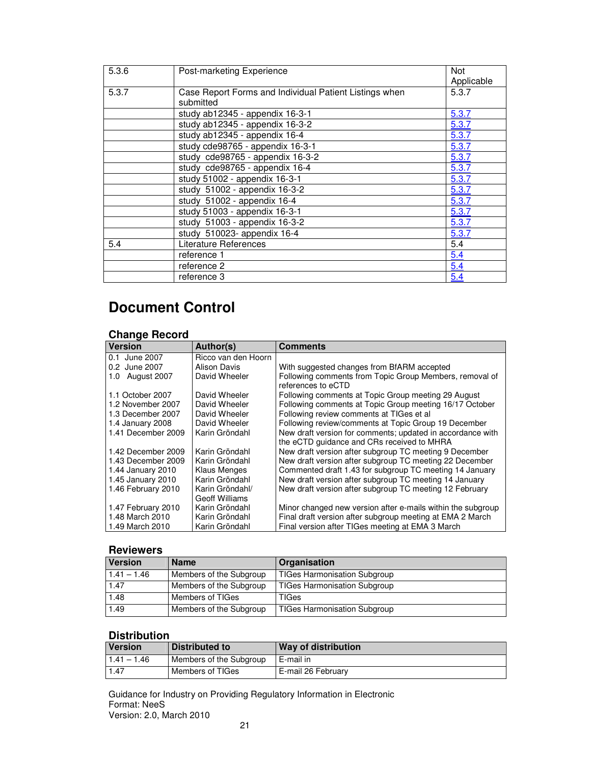| 5.3.6 | Post-marketing Experience | Not Applicable |
|---|---|---|
| 5.3.7 | Case Report Forms and Individual Patient Listings when submitted | 5.3.7 |
| | study ab12345 - appendix 16-3-1 | 5.3.7 |
| | study ab12345 - appendix 16-3-2 | 5.3.7 |
| | study ab12345 - appendix 16-4 | 5.3.7 |
| | study cde98765 - appendix 16-3-1 | 5.3.7 |
| | study cde98765 - appendix 16-3-2 | 5.3.7 |
| | study cde98765 - appendix 16-4 | 5.3.7 |
| | study 51002 - appendix 16-3-1 | 5.3.7 |
| | study 51002 - appendix 16-3-2 | 5.3.7 |
| | study 51002 - appendix 16-4 | 5.3.7 |
| | study 51003 - appendix 16-3-1 | 5.3.7 |
| | study 51003 - appendix 16-3-2 | 5.3.7 |
| | study 510023- appendix 16-4 | 5.3.7 |
| 5.4 | Literature References | 5.4 |
| | reference 1 | 5.4 |
| | reference 2 | 5.4 |
| | reference 3 | 5.4 |

# Document Control

## Change Record

| Version | Author(s) | Comments |
|---|---|---|
| 0.1 June 2007 | Ricco van den Hoorn | |
| 0.2 June 2007 | Alison Davis | With suggested changes from BfARM accepted |
| 1.0 August 2007 | David Wheeler | Following comments from Topic Group Members, removal of references to eCTD |
| 1.1 October 2007 | David Wheeler | Following comments at Topic Group meeting 29 August |
| 1.2 November 2007 | David Wheeler | Following comments at Topic Group meeting 16/17 October |
| 1.3 December 2007 | David Wheeler | Following review comments at TIGes et al |
| 1.4 January 2008 | David Wheeler | Following review/comments at Topic Group 19 December |
| 1.41 December 2009 | Karin Gröndahl | New draft version for comments; updated in accordance with the eCTD guidance and CRs received to MHRA |
| 1.42 December 2009 | Karin Gröndahl | New draft version after subgroup TC meeting 9 December |
| 1.43 December 2009 | Karin Gröndahl | New draft version after subgroup TC meeting 22 December |
| 1.44 January 2010 | Klaus Menges | Commented draft 1.43 for subgroup TC meeting 14 January |
| 1.45 January 2010 | Karin Gröndahl | New draft version after subgroup TC meeting 14 January |
| 1.46 February 2010 | Karin Gröndahl/ Geoff Williams | New draft version after subgroup TC meeting 12 February |
| 1.47 February 2010 | Karin Gröndahl | Minor changed new version after e-mails within the subgroup |
| 1.48 March 2010 | Karin Gröndahl | Final draft version after subgroup meeting at EMA 2 March |
| 1.49 March 2010 | Karin Gröndahl | Final version after TIGes meeting at EMA 3 March |

## Reviewers

| Version | Name | Organisation |
|---|---|---|
| 1.41 – 1.46 | Members of the Subgroup | TIGes Harmonisation Subgroup |
| 1.47 | Members of the Subgroup | TIGes Harmonisation Subgroup |
| 1.48 | Members of TIGes | TIGes |
| 1.49 | Members of the Subgroup | TIGes Harmonisation Subgroup |

## Distribution

| Version | Distributed to | Way of distribution |
|---|---|---|
| 1.41 – 1.46 | Members of the Subgroup | E-mail in |
| 1.47 | Members of TIGes | E-mail 26 February |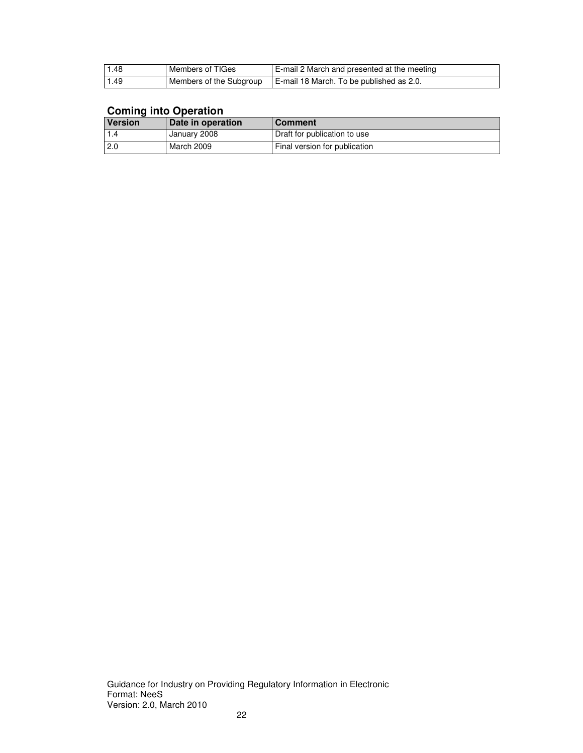| | | |
|---|---|---|
| 1.48 | Members of TIGes | E-mail 2 March and presented at the meeting |
| 1.49 | Members of the Subgroup | E-mail 18 March. To be published as 2.0. |

## Coming into Operation

| Version | Date in operation | Comment |
|---|---|---|
| 1.4 | January 2008 | Draft for publication to use |
| 2.0 | March 2009 | Final version for publication |